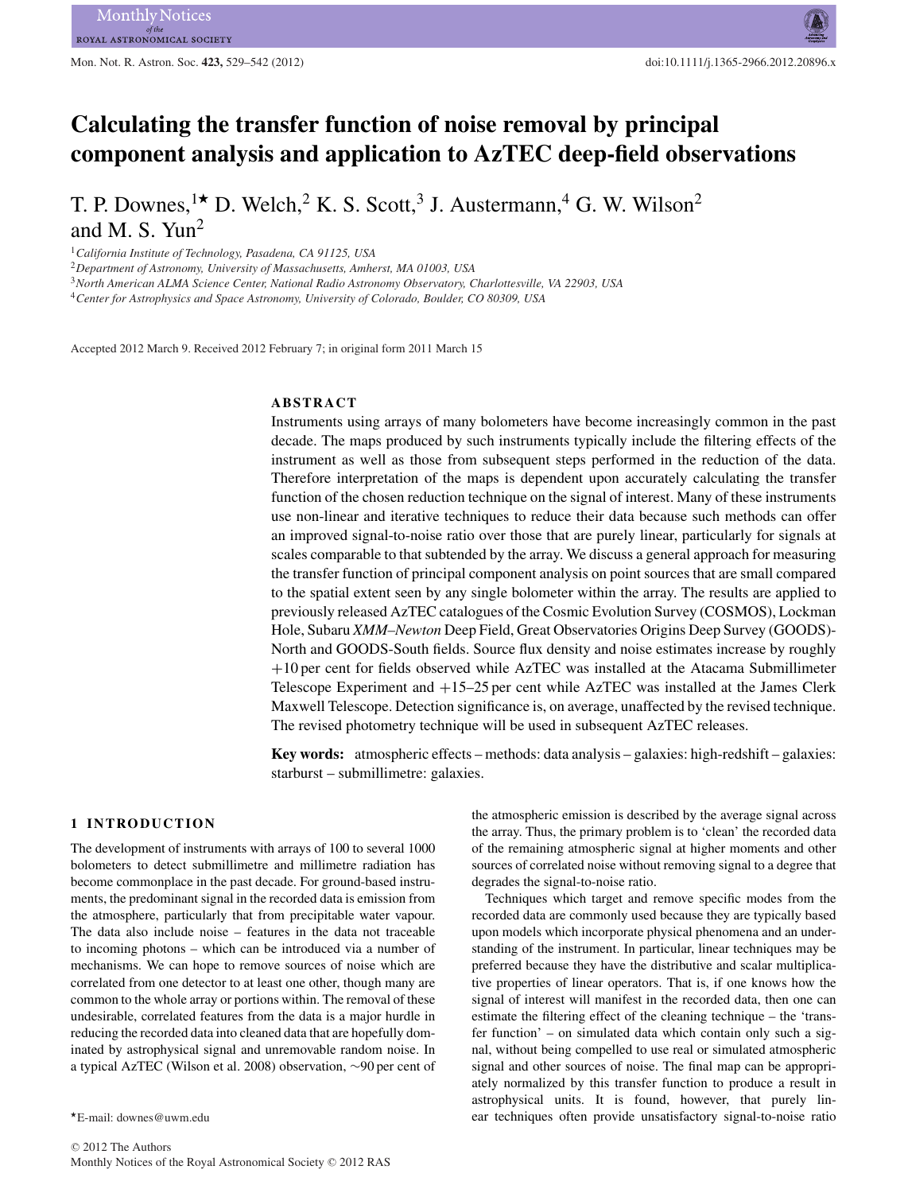# Calculating the transfer function of noise removal by principal component analysis and application to AzTEC deep-field observations

T. P. Downes,[1]★ D. Welch,[2] K. S. Scott,[3] J. Austermann,[4] G. W. Wilson[2] and M. S. Yun[2]

[1]*California Institute of Technology, Pasadena, CA 91125, USA*
[2]*Department of Astronomy, University of Massachusetts, Amherst, MA 01003, USA*
[3]*North American ALMA Science Center, National Radio Astronomy Observatory, Charlottesville, VA 22903, USA*
[4]*Center for Astrophysics and Space Astronomy, University of Colorado, Boulder, CO 80309, USA*

Accepted 2012 March 9. Received 2012 February 7; in original form 2011 March 15

## ABSTRACT

Instruments using arrays of many bolometers have become increasingly common in the past decade. The maps produced by such instruments typically include the filtering effects of the instrument as well as those from subsequent steps performed in the reduction of the data. Therefore interpretation of the maps is dependent upon accurately calculating the transfer function of the chosen reduction technique on the signal of interest. Many of these instruments use non-linear and iterative techniques to reduce their data because such methods can offer an improved signal-to-noise ratio over those that are purely linear, particularly for signals at scales comparable to that subtended by the array. We discuss a general approach for measuring the transfer function of principal component analysis on point sources that are small compared to the spatial extent seen by any single bolometer within the array. The results are applied to previously released AzTEC catalogues of the Cosmic Evolution Survey (COSMOS), Lockman Hole, Subaru *XMM–Newton* Deep Field, Great Observatories Origins Deep Survey (GOODS)-North and GOODS-South fields. Source flux density and noise estimates increase by roughly +10 per cent for fields observed while AzTEC was installed at the Atacama Submillimeter Telescope Experiment and +15–25 per cent while AzTEC was installed at the James Clerk Maxwell Telescope. Detection significance is, on average, unaffected by the revised technique. The revised photometry technique will be used in subsequent AzTEC releases.

**Key words:** atmospheric effects – methods: data analysis – galaxies: high-redshift – galaxies: starburst – submillimetre: galaxies.

## 1 INTRODUCTION

The development of instruments with arrays of 100 to several 1000 bolometers to detect submillimetre and millimetre radiation has become commonplace in the past decade. For ground-based instruments, the predominant signal in the recorded data is emission from the atmosphere, particularly that from precipitable water vapour. The data also include noise – features in the data not traceable to incoming photons – which can be introduced via a number of mechanisms. We can hope to remove sources of noise which are correlated from one detector to at least one other, though many are common to the whole array or portions within. The removal of these undesirable, correlated features from the data is a major hurdle in reducing the recorded data into cleaned data that are hopefully dominated by astrophysical signal and unremovable random noise. In a typical AzTEC (Wilson et al. 2008) observation, ~90 per cent of the atmospheric emission is described by the average signal across the array. Thus, the primary problem is to 'clean' the recorded data of the remaining atmospheric signal at higher moments and other sources of correlated noise without removing signal to a degree that degrades the signal-to-noise ratio.

Techniques which target and remove specific modes from the recorded data are commonly used because they are typically based upon models which incorporate physical phenomena and an understanding of the instrument. In particular, linear techniques may be preferred because they have the distributive and scalar multiplicative properties of linear operators. That is, if one knows how the signal of interest will manifest in the recorded data, then one can estimate the filtering effect of the cleaning technique – the 'transfer function' – on simulated data which contain only such a signal, without being compelled to use real or simulated atmospheric signal and other sources of noise. The final map can be appropriately normalized by this transfer function to produce a result in astrophysical units. It is found, however, that purely linear techniques often provide unsatisfactory signal-to-noise ratio

★E-mail: downes@uwm.edu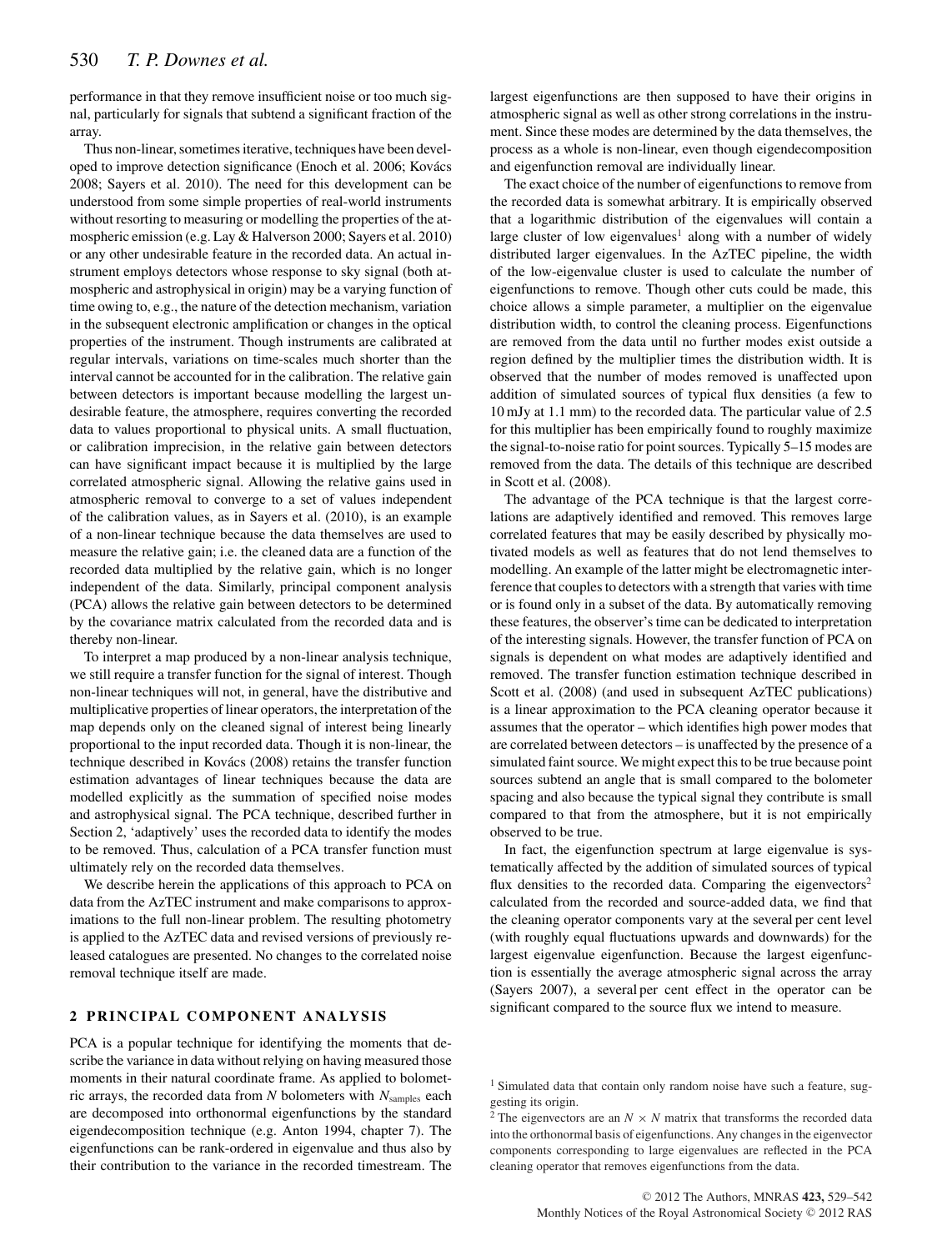performance in that they remove insufficient noise or too much signal, particularly for signals that subtend a significant fraction of the array.

Thus non-linear, sometimes iterative, techniques have been developed to improve detection significance (Enoch et al. 2006; Kovács 2008; Sayers et al. 2010). The need for this development can be understood from some simple properties of real-world instruments without resorting to measuring or modelling the properties of the atmospheric emission (e.g. Lay & Halverson 2000; Sayers et al. 2010) or any other undesirable feature in the recorded data. An actual instrument employs detectors whose response to sky signal (both atmospheric and astrophysical in origin) may be a varying function of time owing to, e.g., the nature of the detection mechanism, variation in the subsequent electronic amplification or changes in the optical properties of the instrument. Though instruments are calibrated at regular intervals, variations on time-scales much shorter than the interval cannot be accounted for in the calibration. The relative gain between detectors is important because modelling the largest undesirable feature, the atmosphere, requires converting the recorded data to values proportional to physical units. A small fluctuation, or calibration imprecision, in the relative gain between detectors can have significant impact because it is multiplied by the large correlated atmospheric signal. Allowing the relative gains used in atmospheric removal to converge to a set of values independent of the calibration values, as in Sayers et al. (2010), is an example of a non-linear technique because the data themselves are used to measure the relative gain; i.e. the cleaned data are a function of the recorded data multiplied by the relative gain, which is no longer independent of the data. Similarly, principal component analysis (PCA) allows the relative gain between detectors to be determined by the covariance matrix calculated from the recorded data and is thereby non-linear.

To interpret a map produced by a non-linear analysis technique, we still require a transfer function for the signal of interest. Though non-linear techniques will not, in general, have the distributive and multiplicative properties of linear operators, the interpretation of the map depends only on the cleaned signal of interest being linearly proportional to the input recorded data. Though it is non-linear, the technique described in Kovács (2008) retains the transfer function estimation advantages of linear techniques because the data are modelled explicitly as the summation of specified noise modes and astrophysical signal. The PCA technique, described further in Section 2, 'adaptively' uses the recorded data to identify the modes to be removed. Thus, calculation of a PCA transfer function must ultimately rely on the recorded data themselves.

We describe herein the applications of this approach to PCA on data from the AzTEC instrument and make comparisons to approximations to the full non-linear problem. The resulting photometry is applied to the AzTEC data and revised versions of previously released catalogues are presented. No changes to the correlated noise removal technique itself are made.

## 2 PRINCIPAL COMPONENT ANALYSIS

PCA is a popular technique for identifying the moments that describe the variance in data without relying on having measured those moments in their natural coordinate frame. As applied to bolometric arrays, the recorded data from $N$ bolometers with $N_{\mathrm{samples}}$ each are decomposed into orthonormal eigenfunctions by the standard eigendecomposition technique (e.g. Anton 1994, chapter 7). The eigenfunctions can be rank-ordered in eigenvalue and thus also by their contribution to the variance in the recorded timestream. The largest eigenfunctions are then supposed to have their origins in atmospheric signal as well as other strong correlations in the instrument. Since these modes are determined by the data themselves, the process as a whole is non-linear, even though eigendecomposition and eigenfunction removal are individually linear.

The exact choice of the number of eigenfunctions to remove from the recorded data is somewhat arbitrary. It is empirically observed that a logarithmic distribution of the eigenvalues will contain a large cluster of low eigenvalues[1] along with a number of widely distributed larger eigenvalues. In the AzTEC pipeline, the width of the low-eigenvalue cluster is used to calculate the number of eigenfunctions to remove. Though other cuts could be made, this choice allows a simple parameter, a multiplier on the eigenvalue distribution width, to control the cleaning process. Eigenfunctions are removed from the data until no further modes exist outside a region defined by the multiplier times the distribution width. It is observed that the number of modes removed is unaffected upon addition of simulated sources of typical flux densities (a few to 10 mJy at 1.1 mm) to the recorded data. The particular value of 2.5 for this multiplier has been empirically found to roughly maximize the signal-to-noise ratio for point sources. Typically 5–15 modes are removed from the data. The details of this technique are described in Scott et al. (2008).

The advantage of the PCA technique is that the largest correlations are adaptively identified and removed. This removes large correlated features that may be easily described by physically motivated models as well as features that do not lend themselves to modelling. An example of the latter might be electromagnetic interference that couples to detectors with a strength that varies with time or is found only in a subset of the data. By automatically removing these features, the observer's time can be dedicated to interpretation of the interesting signals. However, the transfer function of PCA on signals is dependent on what modes are adaptively identified and removed. The transfer function estimation technique described in Scott et al. (2008) (and used in subsequent AzTEC publications) is a linear approximation to the PCA cleaning operator because it assumes that the operator – which identifies high power modes that are correlated between detectors – is unaffected by the presence of a simulated faint source. We might expect this to be true because point sources subtend an angle that is small compared to the bolometer spacing and also because the typical signal they contribute is small compared to that from the atmosphere, but it is not empirically observed to be true.

In fact, the eigenfunction spectrum at large eigenvalue is systematically affected by the addition of simulated sources of typical flux densities to the recorded data. Comparing the eigenvectors[2] calculated from the recorded and source-added data, we find that the cleaning operator components vary at the several per cent level (with roughly equal fluctuations upwards and downwards) for the largest eigenvalue eigenfunction. Because the largest eigenfunction is essentially the average atmospheric signal across the array (Sayers 2007), a several per cent effect in the operator can be significant compared to the source flux we intend to measure.

[1] Simulated data that contain only random noise have such a feature, suggesting its origin.

[2] The eigenvectors are an $N \times N$ matrix that transforms the recorded data into the orthonormal basis of eigenfunctions. Any changes in the eigenvector components corresponding to large eigenvalues are reflected in the PCA cleaning operator that removes eigenfunctions from the data.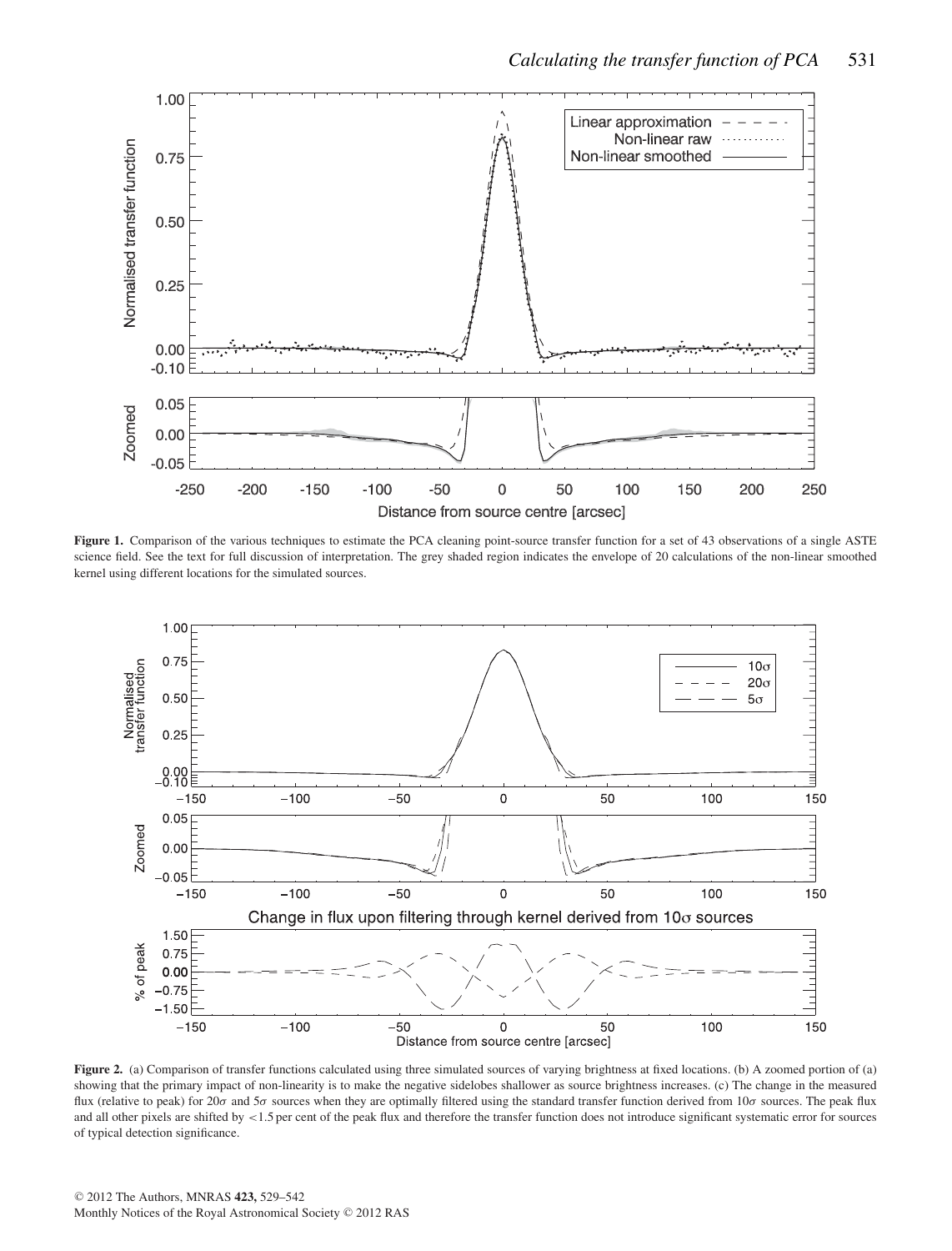**Figure 1.** Comparison of the various techniques to estimate the PCA cleaning point-source transfer function for a set of 43 observations of a single ASTE science field. See the text for full discussion of interpretation. The grey shaded region indicates the envelope of 20 calculations of the non-linear smoothed kernel using different locations for the simulated sources.

**Figure 2.** (a) Comparison of transfer functions calculated using three simulated sources of varying brightness at fixed locations. (b) A zoomed portion of (a) showing that the primary impact of non-linearity is to make the negative sidelobes shallower as source brightness increases. (c) The change in the measured flux (relative to peak) for $20\sigma$ and $5\sigma$ sources when they are optimally filtered using the standard transfer function derived from $10\sigma$ sources. The peak flux and all other pixels are shifted by $<1.5$ per cent of the peak flux and therefore the transfer function does not introduce significant systematic error for sources of typical detection significance.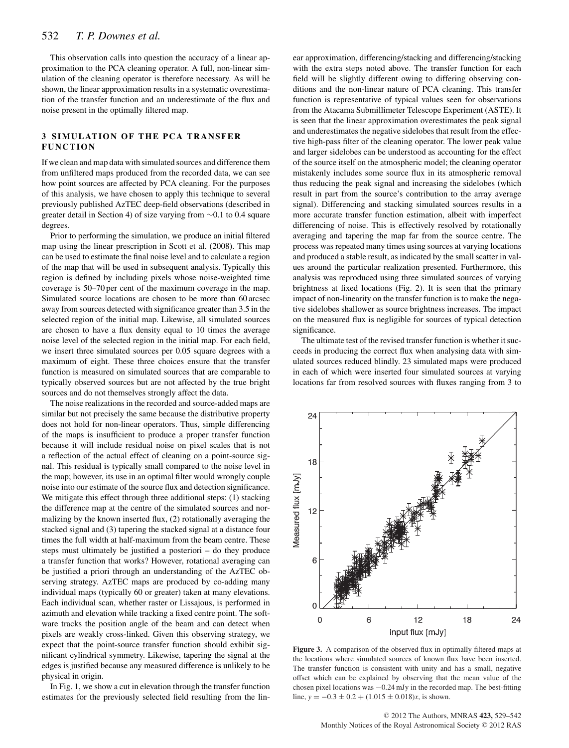This observation calls into question the accuracy of a linear approximation to the PCA cleaning operator. A full, non-linear simulation of the cleaning operator is therefore necessary. As will be shown, the linear approximation results in a systematic overestimation of the transfer function and an underestimate of the flux and noise present in the optimally filtered map.

## 3 SIMULATION OF THE PCA TRANSFER FUNCTION

If we clean and map data with simulated sources and difference them from unfiltered maps produced from the recorded data, we can see how point sources are affected by PCA cleaning. For the purposes of this analysis, we have chosen to apply this technique to several previously published AzTEC deep-field observations (described in greater detail in Section 4) of size varying from $\sim$0.1 to 0.4 square degrees.

Prior to performing the simulation, we produce an initial filtered map using the linear prescription in Scott et al. (2008). This map can be used to estimate the final noise level and to calculate a region of the map that will be used in subsequent analysis. Typically this region is defined by including pixels whose noise-weighted time coverage is 50–70 per cent of the maximum coverage in the map. Simulated source locations are chosen to be more than 60 arcsec away from sources detected with significance greater than 3.5 in the selected region of the initial map. Likewise, all simulated sources are chosen to have a flux density equal to 10 times the average noise level of the selected region in the initial map. For each field, we insert three simulated sources per 0.05 square degrees with a maximum of eight. These three choices ensure that the transfer function is measured on simulated sources that are comparable to typically observed sources but are not affected by the true bright sources and do not themselves strongly affect the data.

The noise realizations in the recorded and source-added maps are similar but not precisely the same because the distributive property does not hold for non-linear operators. Thus, simple differencing of the maps is insufficient to produce a proper transfer function because it will include residual noise on pixel scales that is not a reflection of the actual effect of cleaning on a point-source signal. This residual is typically small compared to the noise level in the map; however, its use in an optimal filter would wrongly couple noise into our estimate of the source flux and detection significance. We mitigate this effect through three additional steps: (1) stacking the difference map at the centre of the simulated sources and normalizing by the known inserted flux, (2) rotationally averaging the stacked signal and (3) tapering the stacked signal at a distance four times the full width at half-maximum from the beam centre. These steps must ultimately be justified a posteriori – do they produce a transfer function that works? However, rotational averaging can be justified a priori through an understanding of the AzTEC observing strategy. AzTEC maps are produced by co-adding many individual maps (typically 60 or greater) taken at many elevations. Each individual scan, whether raster or Lissajous, is performed in azimuth and elevation while tracking a fixed centre point. The software tracks the position angle of the beam and can detect when pixels are weakly cross-linked. Given this observing strategy, we expect that the point-source transfer function should exhibit significant cylindrical symmetry. Likewise, tapering the signal at the edges is justified because any measured difference is unlikely to be physical in origin.

In Fig. 1, we show a cut in elevation through the transfer function estimates for the previously selected field resulting from the linear approximation, differencing/stacking and differencing/stacking with the extra steps noted above. The transfer function for each field will be slightly different owing to differing observing conditions and the non-linear nature of PCA cleaning. This transfer function is representative of typical values seen for observations from the Atacama Submillimeter Telescope Experiment (ASTE). It is seen that the linear approximation overestimates the peak signal and underestimates the negative sidelobes that result from the effective high-pass filter of the cleaning operator. The lower peak value and larger sidelobes can be understood as accounting for the effect of the source itself on the atmospheric model; the cleaning operator mistakenly includes some source flux in its atmospheric removal thus reducing the peak signal and increasing the sidelobes (which result in part from the source's contribution to the array average signal). Differencing and stacking simulated sources results in a more accurate transfer function estimation, albeit with imperfect differencing of noise. This is effectively resolved by rotationally averaging and tapering the map far from the source centre. The process was repeated many times using sources at varying locations and produced a stable result, as indicated by the small scatter in values around the particular realization presented. Furthermore, this analysis was reproduced using three simulated sources of varying brightness at fixed locations (Fig. 2). It is seen that the primary impact of non-linearity on the transfer function is to make the negative sidelobes shallower as source brightness increases. The impact on the measured flux is negligible for sources of typical detection significance.

The ultimate test of the revised transfer function is whether it succeeds in producing the correct flux when analysing data with simulated sources reduced blindly. 23 simulated maps were produced in each of which were inserted four simulated sources at varying locations far from resolved sources with fluxes ranging from 3 to

**Figure 3.** A comparison of the observed flux in optimally filtered maps at the locations where simulated sources of known flux have been inserted. The transfer function is consistent with unity and has a small, negative offset which can be explained by observing that the mean value of the chosen pixel locations was $-0.24$ mJy in the recorded map. The best-fitting line, $y = -0.3 \pm 0.2 + (1.015 \pm 0.018)x$, is shown.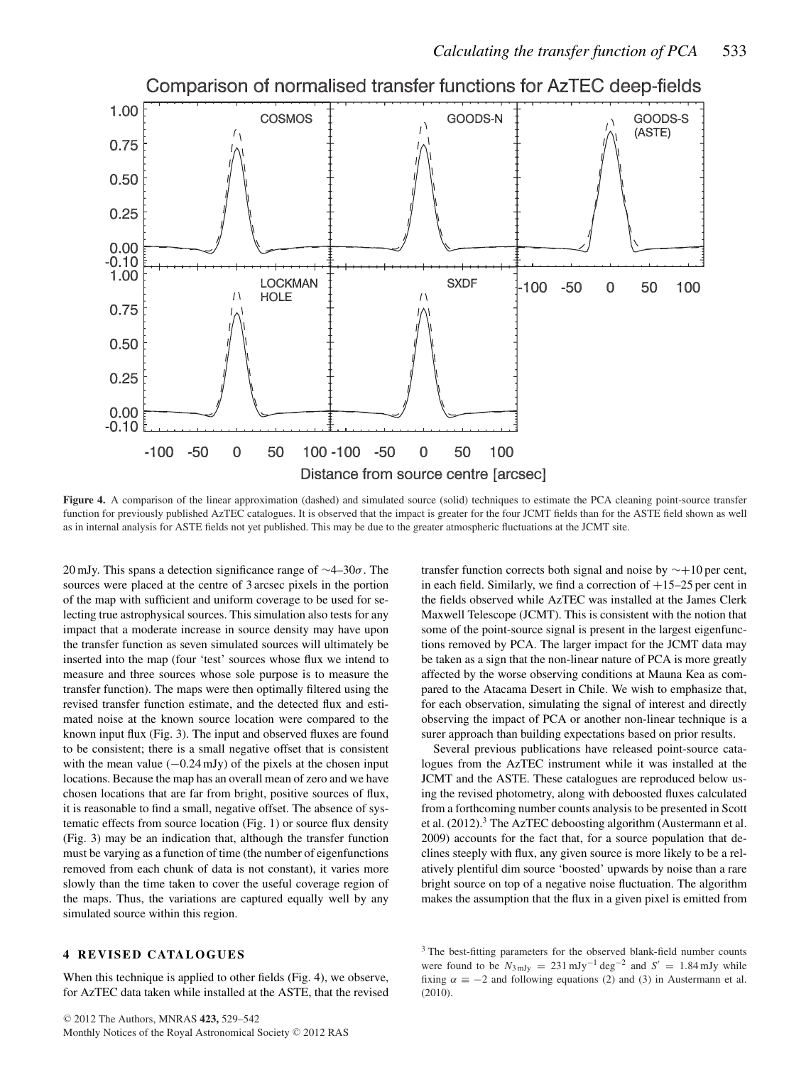**Figure 4.** A comparison of the linear approximation (dashed) and simulated source (solid) techniques to estimate the PCA cleaning point-source transfer function for previously published AzTEC catalogues. It is observed that the impact is greater for the four JCMT fields than for the ASTE field shown as well as in internal analysis for ASTE fields not yet published. This may be due to the greater atmospheric fluctuations at the JCMT site.

20 mJy. This spans a detection significance range of $\sim$4–30$\sigma$. The sources were placed at the centre of 3 arcsec pixels in the portion of the map with sufficient and uniform coverage to be used for selecting true astrophysical sources. This simulation also tests for any impact that a moderate increase in source density may have upon the transfer function as seven simulated sources will ultimately be inserted into the map (four 'test' sources whose flux we intend to measure and three sources whose sole purpose is to measure the transfer function). The maps were then optimally filtered using the revised transfer function estimate, and the detected flux and estimated noise at the known source location were compared to the known input flux (Fig. 3). The input and observed fluxes are found to be consistent; there is a small negative offset that is consistent with the mean value ($-0.24$ mJy) of the pixels at the chosen input locations. Because the map has an overall mean of zero and we have chosen locations that are far from bright, positive sources of flux, it is reasonable to find a small, negative offset. The absence of systematic effects from source location (Fig. 1) or source flux density (Fig. 3) may be an indication that, although the transfer function must be varying as a function of time (the number of eigenfunctions removed from each chunk of data is not constant), it varies more slowly than the time taken to cover the useful coverage region of the maps. Thus, the variations are captured equally well by any simulated source within this region.

## 4 REVISED CATALOGUES

When this technique is applied to other fields (Fig. 4), we observe, for AzTEC data taken while installed at the ASTE, that the revised transfer function corrects both signal and noise by $\sim$+10 per cent, in each field. Similarly, we find a correction of +15–25 per cent in the fields observed while AzTEC was installed at the James Clerk Maxwell Telescope (JCMT). This is consistent with the notion that some of the point-source signal is present in the largest eigenfunctions removed by PCA. The larger impact for the JCMT data may be taken as a sign that the non-linear nature of PCA is more greatly affected by the worse observing conditions at Mauna Kea as compared to the Atacama Desert in Chile. We wish to emphasize that, for each observation, simulating the signal of interest and directly observing the impact of PCA or another non-linear technique is a surer approach than building expectations based on prior results.

Several previous publications have released point-source catalogues from the AzTEC instrument while it was installed at the JCMT and the ASTE. These catalogues are reproduced below using the revised photometry, along with deboosted fluxes calculated from a forthcoming number counts analysis to be presented in Scott et al. (2012).[3] The AzTEC deboosting algorithm (Austermann et al. 2009) accounts for the fact that, for a source population that declines steeply with flux, any given source is more likely to be a relatively plentiful dim source 'boosted' upwards by noise than a rare bright source on top of a negative noise fluctuation. The algorithm makes the assumption that the flux in a given pixel is emitted from

[3] The best-fitting parameters for the observed blank-field number counts were found to be $N_{3\,\mathrm{mJy}} = 231\,\mathrm{mJy}^{-1}\,\mathrm{deg}^{-2}$ and $S' = 1.84$ mJy while fixing $\alpha \equiv -2$ and following equations (2) and (3) in Austermann et al. (2010).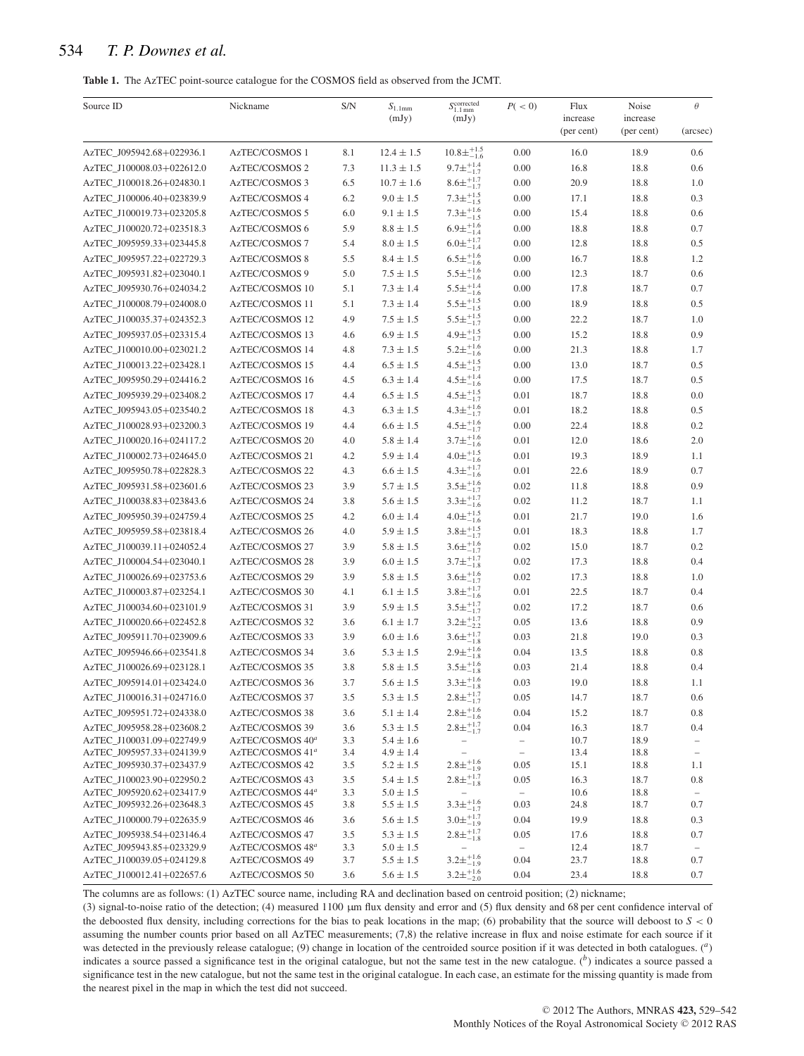**Table 1.** The AzTEC point-source catalogue for the COSMOS field as observed from the JCMT.

| Source ID | Nickname | S/N | $S_{1.1\,\mathrm{mm}}$ (mJy) | $S^{\mathrm{corrected}}_{1.1\,\mathrm{mm}}$ (mJy) | $P(<0)$ | Flux increase (per cent) | Noise increase (per cent) | $\theta$ (arcsec) |
|---|---|---|---|---|---|---|---|---|
| AzTEC_J095942.68+022936.1 | AzTEC/COSMOS 1 | 8.1 | $12.4 \pm 1.5$ | $10.8\pm^{+1.5}_{-1.6}$ | 0.00 | 16.0 | 18.9 | 0.6 |
| AzTEC_J100008.03+022612.0 | AzTEC/COSMOS 2 | 7.3 | $11.3 \pm 1.5$ | $9.7\pm^{+1.4}_{-1.7}$ | 0.00 | 16.8 | 18.8 | 0.6 |
| AzTEC_J100018.26+024830.1 | AzTEC/COSMOS 3 | 6.5 | $10.7 \pm 1.6$ | $8.6\pm^{+1.7}_{-1.7}$ | 0.00 | 20.9 | 18.8 | 1.0 |
| AzTEC_J100006.40+023839.9 | AzTEC/COSMOS 4 | 6.2 | $9.0 \pm 1.5$ | $7.3\pm^{+1.5}_{-1.5}$ | 0.00 | 17.1 | 18.8 | 0.3 |
| AzTEC_J100019.73+023205.8 | AzTEC/COSMOS 5 | 6.0 | $9.1 \pm 1.5$ | $7.3\pm^{+1.6}_{-1.5}$ | 0.00 | 15.4 | 18.8 | 0.6 |
| AzTEC_J100020.72+023518.3 | AzTEC/COSMOS 6 | 5.9 | $8.8 \pm 1.5$ | $6.9\pm^{+1.6}_{-1.4}$ | 0.00 | 18.8 | 18.8 | 0.7 |
| AzTEC_J095959.33+023445.8 | AzTEC/COSMOS 7 | 5.4 | $8.0 \pm 1.5$ | $6.0\pm^{+1.7}_{-1.4}$ | 0.00 | 12.8 | 18.8 | 0.5 |
| AzTEC_J095957.22+022729.3 | AzTEC/COSMOS 8 | 5.5 | $8.4 \pm 1.5$ | $6.5\pm^{+1.6}_{-1.6}$ | 0.00 | 16.7 | 18.8 | 1.2 |
| AzTEC_J095931.82+023040.1 | AzTEC/COSMOS 9 | 5.0 | $7.5 \pm 1.5$ | $5.5\pm^{+1.6}_{-1.6}$ | 0.00 | 12.3 | 18.7 | 0.6 |
| AzTEC_J095930.76+024034.2 | AzTEC/COSMOS 10 | 5.1 | $7.3 \pm 1.4$ | $5.5\pm^{+1.4}_{-1.6}$ | 0.00 | 17.8 | 18.7 | 0.7 |
| AzTEC_J100008.79+024008.0 | AzTEC/COSMOS 11 | 5.1 | $7.3 \pm 1.4$ | $5.5\pm^{+1.5}_{-1.5}$ | 0.00 | 18.9 | 18.8 | 0.5 |
| AzTEC_J100035.37+024352.3 | AzTEC/COSMOS 12 | 4.9 | $7.5 \pm 1.5$ | $5.5\pm^{+1.5}_{-1.7}$ | 0.00 | 22.2 | 18.7 | 1.0 |
| AzTEC_J095937.05+023315.4 | AzTEC/COSMOS 13 | 4.6 | $6.9 \pm 1.5$ | $4.9\pm^{+1.5}_{-1.7}$ | 0.00 | 15.2 | 18.8 | 0.9 |
| AzTEC_J100010.00+023021.2 | AzTEC/COSMOS 14 | 4.8 | $7.3 \pm 1.5$ | $5.2\pm^{+1.6}_{-1.6}$ | 0.00 | 21.3 | 18.8 | 1.7 |
| AzTEC_J100013.22+023428.1 | AzTEC/COSMOS 15 | 4.4 | $6.5 \pm 1.5$ | $4.5\pm^{+1.5}_{-1.7}$ | 0.00 | 13.0 | 18.7 | 0.5 |
| AzTEC_J095950.29+024416.2 | AzTEC/COSMOS 16 | 4.5 | $6.3 \pm 1.4$ | $4.5\pm^{+1.4}_{-1.6}$ | 0.00 | 17.5 | 18.7 | 0.5 |
| AzTEC_J095939.29+023408.2 | AzTEC/COSMOS 17 | 4.4 | $6.5 \pm 1.5$ | $4.5\pm^{+1.5}_{-1.7}$ | 0.01 | 18.7 | 18.8 | 0.0 |
| AzTEC_J095943.05+023540.2 | AzTEC/COSMOS 18 | 4.3 | $6.3 \pm 1.5$ | $4.3\pm^{+1.6}_{-1.7}$ | 0.01 | 18.2 | 18.8 | 0.5 |
| AzTEC_J100028.93+023200.3 | AzTEC/COSMOS 19 | 4.4 | $6.6 \pm 1.5$ | $4.5\pm^{+1.6}_{-1.7}$ | 0.00 | 22.4 | 18.8 | 0.2 |
| AzTEC_J100020.16+024117.2 | AzTEC/COSMOS 20 | 4.0 | $5.8 \pm 1.4$ | $3.7\pm^{+1.6}_{-1.6}$ | 0.01 | 12.0 | 18.6 | 2.0 |
| AzTEC_J100002.73+024645.0 | AzTEC/COSMOS 21 | 4.2 | $5.9 \pm 1.4$ | $4.0\pm^{+1.5}_{-1.6}$ | 0.01 | 19.3 | 18.9 | 1.1 |
| AzTEC_J095950.78+022828.3 | AzTEC/COSMOS 22 | 4.3 | $6.6 \pm 1.5$ | $4.3\pm^{+1.7}_{-1.6}$ | 0.01 | 22.6 | 18.9 | 0.7 |
| AzTEC_J095931.58+023601.6 | AzTEC/COSMOS 23 | 3.9 | $5.7 \pm 1.5$ | $3.5\pm^{+1.6}_{-1.7}$ | 0.02 | 11.8 | 18.8 | 0.9 |
| AzTEC_J100038.83+023843.6 | AzTEC/COSMOS 24 | 3.8 | $5.6 \pm 1.5$ | $3.3\pm^{+1.7}_{-1.6}$ | 0.02 | 11.2 | 18.7 | 1.1 |
| AzTEC_J095950.39+024759.4 | AzTEC/COSMOS 25 | 4.2 | $6.0 \pm 1.4$ | $4.0\pm^{+1.5}_{-1.6}$ | 0.01 | 21.7 | 19.0 | 1.6 |
| AzTEC_J095959.58+023818.4 | AzTEC/COSMOS 26 | 4.0 | $5.9 \pm 1.5$ | $3.8\pm^{+1.5}_{-1.7}$ | 0.01 | 18.3 | 18.8 | 1.7 |
| AzTEC_J100039.11+024052.4 | AzTEC/COSMOS 27 | 3.9 | $5.8 \pm 1.5$ | $3.6\pm^{+1.6}_{-1.7}$ | 0.02 | 15.0 | 18.7 | 0.2 |
| AzTEC_J100004.54+023040.1 | AzTEC/COSMOS 28 | 3.9 | $6.0 \pm 1.5$ | $3.7\pm^{+1.7}_{-1.8}$ | 0.02 | 17.3 | 18.8 | 0.4 |
| AzTEC_J100026.69+023753.6 | AzTEC/COSMOS 29 | 3.9 | $5.8 \pm 1.5$ | $3.6\pm^{+1.6}_{-1.7}$ | 0.02 | 17.3 | 18.8 | 1.0 |
| AzTEC_J100003.87+023254.1 | AzTEC/COSMOS 30 | 4.1 | $6.1 \pm 1.5$ | $3.8\pm^{+1.7}_{-1.6}$ | 0.01 | 22.5 | 18.7 | 0.4 |
| AzTEC_J100034.60+023101.9 | AzTEC/COSMOS 31 | 3.9 | $5.9 \pm 1.5$ | $3.5\pm^{+1.7}_{-1.7}$ | 0.02 | 17.2 | 18.7 | 0.6 |
| AzTEC_J100020.66+022452.8 | AzTEC/COSMOS 32 | 3.6 | $6.1 \pm 1.7$ | $3.2\pm^{+1.7}_{-2.2}$ | 0.05 | 13.6 | 18.8 | 0.9 |
| AzTEC_J095911.70+023909.6 | AzTEC/COSMOS 33 | 3.9 | $6.0 \pm 1.6$ | $3.6\pm^{+1.7}_{-1.8}$ | 0.03 | 21.8 | 19.0 | 0.3 |
| AzTEC_J095946.66+023541.8 | AzTEC/COSMOS 34 | 3.6 | $5.3 \pm 1.5$ | $2.9\pm^{+1.6}_{-1.8}$ | 0.04 | 13.5 | 18.8 | 0.8 |
| AzTEC_J100026.69+023128.1 | AzTEC/COSMOS 35 | 3.8 | $5.8 \pm 1.5$ | $3.5\pm^{+1.6}_{-1.8}$ | 0.03 | 21.4 | 18.8 | 0.4 |
| AzTEC_J095914.01+023424.0 | AzTEC/COSMOS 36 | 3.7 | $5.6 \pm 1.5$ | $3.3\pm^{+1.6}_{-1.8}$ | 0.03 | 19.0 | 18.8 | 1.1 |
| AzTEC_J100016.31+024716.0 | AzTEC/COSMOS 37 | 3.5 | $5.3 \pm 1.5$ | $2.8\pm^{+1.7}_{-1.7}$ | 0.05 | 14.7 | 18.7 | 0.6 |
| AzTEC_J095951.72+024338.0 | AzTEC/COSMOS 38 | 3.6 | $5.1 \pm 1.4$ | $2.8\pm^{+1.6}_{-1.6}$ | 0.04 | 15.2 | 18.7 | 0.8 |
| AzTEC_J095958.28+023608.2 | AzTEC/COSMOS 39 | 3.6 | $5.3 \pm 1.5$ | $2.8\pm^{+1.7}_{-1.7}$ | 0.04 | 16.3 | 18.7 | 0.4 |
| AzTEC_J100031.09+022749.9 | AzTEC/COSMOS 40[a] | 3.3 | $5.4 \pm 1.6$ | – | – | 10.7 | 18.9 | – |
| AzTEC_J095957.33+024139.9 | AzTEC/COSMOS 41[a] | 3.4 | $4.9 \pm 1.4$ | – | – | 13.4 | 18.8 | – |
| AzTEC_J095930.37+023437.9 | AzTEC/COSMOS 42 | 3.5 | $5.2 \pm 1.5$ | $2.8\pm^{+1.6}_{-1.9}$ | 0.05 | 15.1 | 18.8 | 1.1 |
| AzTEC_J100023.90+022950.2 | AzTEC/COSMOS 43 | 3.5 | $5.4 \pm 1.5$ | $2.8\pm^{+1.7}_{-1.8}$ | 0.05 | 16.3 | 18.7 | 0.8 |
| AzTEC_J095920.62+023417.9 | AzTEC/COSMOS 44[a] | 3.3 | $5.0 \pm 1.5$ | – | – | 10.6 | 18.8 | – |
| AzTEC_J095932.26+023648.3 | AzTEC/COSMOS 45 | 3.8 | $5.5 \pm 1.5$ | $3.3\pm^{+1.6}_{-1.7}$ | 0.03 | 24.8 | 18.7 | 0.7 |
| AzTEC_J100000.79+022635.9 | AzTEC/COSMOS 46 | 3.6 | $5.6 \pm 1.5$ | $3.0\pm^{+1.7}_{-1.9}$ | 0.04 | 19.9 | 18.8 | 0.3 |
| AzTEC_J095938.54+023146.4 | AzTEC/COSMOS 47 | 3.5 | $5.3 \pm 1.5$ | $2.8\pm^{+1.7}_{-1.8}$ | 0.05 | 17.6 | 18.8 | 0.7 |
| AzTEC_J095943.85+023329.9 | AzTEC/COSMOS 48[a] | 3.3 | $5.0 \pm 1.5$ | – | – | 12.4 | 18.7 | – |
| AzTEC_J100039.05+024129.8 | AzTEC/COSMOS 49 | 3.7 | $5.5 \pm 1.5$ | $3.2\pm^{+1.6}_{-1.9}$ | 0.04 | 23.7 | 18.8 | 0.7 |
| AzTEC_J100012.41+022657.6 | AzTEC/COSMOS 50 | 3.6 | $5.6 \pm 1.5$ | $3.2\pm^{+1.6}_{-2.0}$ | 0.04 | 23.4 | 18.8 | 0.7 |

The columns are as follows: (1) AzTEC source name, including RA and declination based on centroid position; (2) nickname; (3) signal-to-noise ratio of the detection; (4) measured 1100 μm flux density and error and (5) flux density and 68 per cent confidence interval of the deboosted flux density, including corrections for the bias to peak locations in the map; (6) probability that the source will deboost to $S < 0$ assuming the number counts prior based on all AzTEC measurements; (7,8) the relative increase in flux and noise estimate for each source if it was detected in the previously release catalogue; (9) change in location of the centroided source position if it was detected in both catalogues. ([a]) indicates a source passed a significance test in the original catalogue, but not the same test in the new catalogue. ([b]) indicates a source passed a significance test in the new catalogue, but not the same test in the original catalogue. In each case, an estimate for the missing quantity is made from the nearest pixel in the map in which the test did not succeed.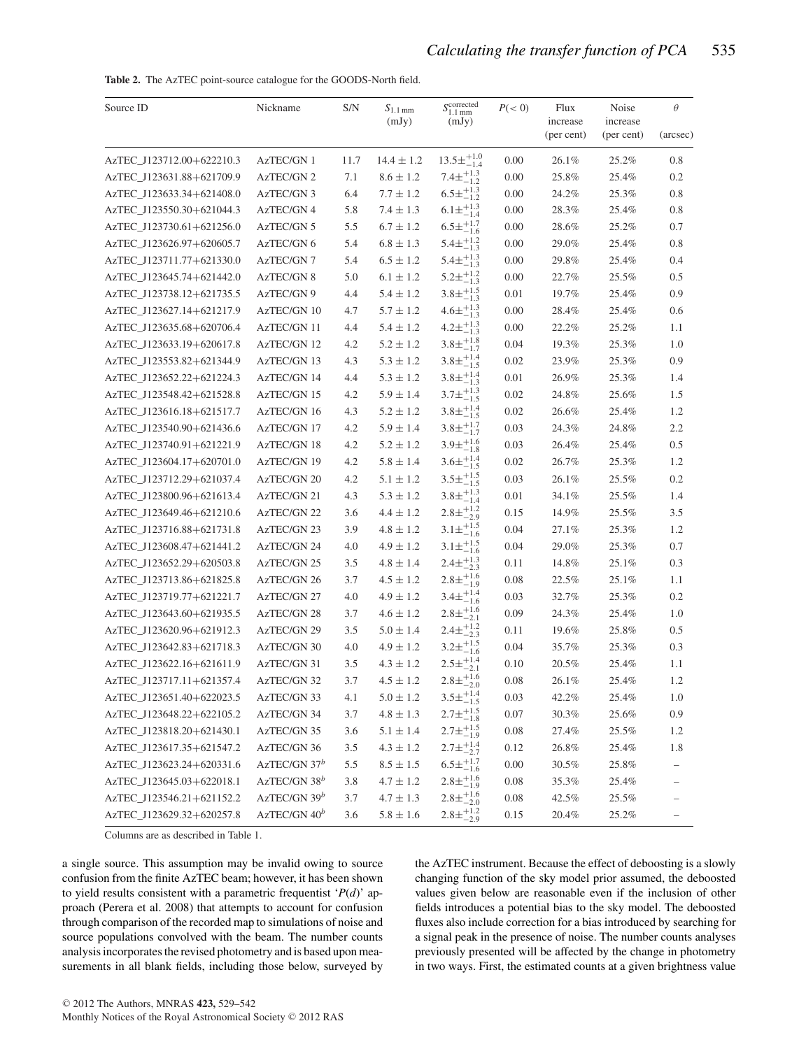**Table 2.** The AzTEC point-source catalogue for the GOODS-North field.

| Source ID | Nickname | S/N | $S_{1.1\,\mathrm{mm}}$ (mJy) | $S_{1.1\,\mathrm{mm}}^{\mathrm{corrected}}$ (mJy) | $P(<0)$ | Flux increase (per cent) | Noise increase (per cent) | $\theta$ (arcsec) |
|---|---|---|---|---|---|---|---|---|
| AzTEC_J123712.00+622210.3 | AzTEC/GN 1 | 11.7 | $14.4 \pm 1.2$ | $13.5^{+1.0}_{-1.4}$ | 0.00 | 26.1% | 25.2% | 0.8 |
| AzTEC_J123631.88+621709.9 | AzTEC/GN 2 | 7.1 | $8.6 \pm 1.2$ | $7.4^{+1.3}_{-1.2}$ | 0.00 | 25.8% | 25.4% | 0.2 |
| AzTEC_J123633.34+621408.0 | AzTEC/GN 3 | 6.4 | $7.7 \pm 1.2$ | $6.5^{+1.3}_{-1.2}$ | 0.00 | 24.2% | 25.3% | 0.8 |
| AzTEC_J123550.30+621044.3 | AzTEC/GN 4 | 5.8 | $7.4 \pm 1.3$ | $6.1^{+1.3}_{-1.4}$ | 0.00 | 28.3% | 25.4% | 0.8 |
| AzTEC_J123730.61+621256.0 | AzTEC/GN 5 | 5.5 | $6.7 \pm 1.2$ | $6.5^{+1.7}_{-1.6}$ | 0.00 | 28.6% | 25.2% | 0.7 |
| AzTEC_J123626.97+620605.7 | AzTEC/GN 6 | 5.4 | $6.8 \pm 1.3$ | $5.4^{+1.2}_{-1.3}$ | 0.00 | 29.0% | 25.4% | 0.8 |
| AzTEC_J123711.77+621330.0 | AzTEC/GN 7 | 5.4 | $6.5 \pm 1.2$ | $5.4^{+1.3}_{-1.3}$ | 0.00 | 29.8% | 25.4% | 0.4 |
| AzTEC_J123645.74+621442.0 | AzTEC/GN 8 | 5.0 | $6.1 \pm 1.2$ | $5.2^{+1.2}_{-1.3}$ | 0.00 | 22.7% | 25.5% | 0.5 |
| AzTEC_J123738.12+621735.5 | AzTEC/GN 9 | 4.4 | $5.4 \pm 1.2$ | $3.8^{+1.5}_{-1.3}$ | 0.01 | 19.7% | 25.4% | 0.9 |
| AzTEC_J123627.14+621217.9 | AzTEC/GN 10 | 4.7 | $5.7 \pm 1.2$ | $4.6^{+1.3}_{-1.3}$ | 0.00 | 28.4% | 25.4% | 0.6 |
| AzTEC_J123635.68+620706.4 | AzTEC/GN 11 | 4.4 | $5.4 \pm 1.2$ | $4.2^{+1.3}_{-1.3}$ | 0.00 | 22.2% | 25.2% | 1.1 |
| AzTEC_J123633.19+620617.8 | AzTEC/GN 12 | 4.2 | $5.2 \pm 1.2$ | $3.8^{+1.8}_{-1.7}$ | 0.04 | 19.3% | 25.3% | 1.0 |
| AzTEC_J123553.82+621344.9 | AzTEC/GN 13 | 4.3 | $5.3 \pm 1.2$ | $3.8^{+1.4}_{-1.5}$ | 0.02 | 23.9% | 25.3% | 0.9 |
| AzTEC_J123652.22+621224.3 | AzTEC/GN 14 | 4.4 | $5.3 \pm 1.2$ | $3.8^{+1.4}_{-1.3}$ | 0.01 | 26.9% | 25.3% | 1.4 |
| AzTEC_J123548.42+621528.8 | AzTEC/GN 15 | 4.2 | $5.9 \pm 1.4$ | $3.7^{+1.3}_{-1.5}$ | 0.02 | 24.8% | 25.6% | 1.5 |
| AzTEC_J123616.18+621517.7 | AzTEC/GN 16 | 4.3 | $5.2 \pm 1.2$ | $3.8^{+1.4}_{-1.5}$ | 0.02 | 26.6% | 25.4% | 1.2 |
| AzTEC_J123540.90+621436.6 | AzTEC/GN 17 | 4.2 | $5.9 \pm 1.4$ | $3.8^{+1.7}_{-1.7}$ | 0.03 | 24.3% | 24.8% | 2.2 |
| AzTEC_J123740.91+621221.9 | AzTEC/GN 18 | 4.2 | $5.2 \pm 1.2$ | $3.9^{+1.6}_{-1.8}$ | 0.03 | 26.4% | 25.4% | 0.5 |
| AzTEC_J123604.17+620701.0 | AzTEC/GN 19 | 4.2 | $5.8 \pm 1.4$ | $3.6^{+1.4}_{-1.5}$ | 0.02 | 26.7% | 25.3% | 1.2 |
| AzTEC_J123712.29+621037.4 | AzTEC/GN 20 | 4.2 | $5.1 \pm 1.2$ | $3.5^{+1.5}_{-1.5}$ | 0.03 | 26.1% | 25.5% | 0.2 |
| AzTEC_J123800.96+621613.4 | AzTEC/GN 21 | 4.3 | $5.3 \pm 1.2$ | $3.8^{+1.3}_{-1.4}$ | 0.01 | 34.1% | 25.5% | 1.4 |
| AzTEC_J123649.46+621210.6 | AzTEC/GN 22 | 3.6 | $4.4 \pm 1.2$ | $2.8^{+1.2}_{-2.9}$ | 0.15 | 14.9% | 25.5% | 3.5 |
| AzTEC_J123716.88+621731.8 | AzTEC/GN 23 | 3.9 | $4.8 \pm 1.2$ | $3.1^{+1.5}_{-1.6}$ | 0.04 | 27.1% | 25.3% | 1.2 |
| AzTEC_J123608.47+621441.2 | AzTEC/GN 24 | 4.0 | $4.9 \pm 1.2$ | $3.1^{+1.5}_{-1.6}$ | 0.04 | 29.0% | 25.3% | 0.7 |
| AzTEC_J123652.29+620503.8 | AzTEC/GN 25 | 3.5 | $4.8 \pm 1.4$ | $2.4^{+1.3}_{-2.3}$ | 0.11 | 14.8% | 25.1% | 0.3 |
| AzTEC_J123713.86+621825.8 | AzTEC/GN 26 | 3.7 | $4.5 \pm 1.2$ | $2.8^{+1.6}_{-1.9}$ | 0.08 | 22.5% | 25.1% | 1.1 |
| AzTEC_J123719.77+621221.7 | AzTEC/GN 27 | 4.0 | $4.9 \pm 1.2$ | $3.4^{+1.4}_{-1.6}$ | 0.03 | 32.7% | 25.3% | 0.2 |
| AzTEC_J123643.60+621935.5 | AzTEC/GN 28 | 3.7 | $4.6 \pm 1.2$ | $2.8^{+1.6}_{-2.1}$ | 0.09 | 24.3% | 25.4% | 1.0 |
| AzTEC_J123620.96+621912.3 | AzTEC/GN 29 | 3.5 | $5.0 \pm 1.4$ | $2.4^{+1.2}_{-2.3}$ | 0.11 | 19.6% | 25.8% | 0.5 |
| AzTEC_J123642.83+621718.3 | AzTEC/GN 30 | 4.0 | $4.9 \pm 1.2$ | $3.2^{+1.5}_{-1.6}$ | 0.04 | 35.7% | 25.3% | 0.3 |
| AzTEC_J123622.16+621611.9 | AzTEC/GN 31 | 3.5 | $4.3 \pm 1.2$ | $2.5^{+1.4}_{-2.1}$ | 0.10 | 20.5% | 25.4% | 1.1 |
| AzTEC_J123717.11+621357.4 | AzTEC/GN 32 | 3.7 | $4.5 \pm 1.2$ | $2.8^{+1.6}_{-2.0}$ | 0.08 | 26.1% | 25.4% | 1.2 |
| AzTEC_J123651.40+622023.5 | AzTEC/GN 33 | 4.1 | $5.0 \pm 1.2$ | $3.5^{+1.4}_{-1.5}$ | 0.03 | 42.2% | 25.4% | 1.0 |
| AzTEC_J123648.22+622105.2 | AzTEC/GN 34 | 3.7 | $4.8 \pm 1.3$ | $2.7^{+1.5}_{-1.8}$ | 0.07 | 30.3% | 25.6% | 0.9 |
| AzTEC_J123818.20+621430.1 | AzTEC/GN 35 | 3.6 | $5.1 \pm 1.4$ | $2.7^{+1.5}_{-1.9}$ | 0.08 | 27.4% | 25.5% | 1.2 |
| AzTEC_J123617.35+621547.2 | AzTEC/GN 36 | 3.5 | $4.3 \pm 1.2$ | $2.7^{+1.4}_{-2.7}$ | 0.12 | 26.8% | 25.4% | 1.8 |
| AzTEC_J123623.24+620331.6 | AzTEC/GN 37[b] | 5.5 | $8.5 \pm 1.5$ | $6.5^{+1.7}_{-1.6}$ | 0.00 | 30.5% | 25.8% | – |
| AzTEC_J123645.03+622018.1 | AzTEC/GN 38[b] | 3.8 | $4.7 \pm 1.2$ | $2.8^{+1.6}_{-1.9}$ | 0.08 | 35.3% | 25.4% | – |
| AzTEC_J123546.21+621152.2 | AzTEC/GN 39[b] | 3.7 | $4.7 \pm 1.3$ | $2.8^{+1.6}_{-2.0}$ | 0.08 | 42.5% | 25.5% | – |
| AzTEC_J123629.32+620257.8 | AzTEC/GN 40[b] | 3.6 | $5.8 \pm 1.6$ | $2.8^{+1.2}_{-2.9}$ | 0.15 | 20.4% | 25.2% | – |

Columns are as described in Table 1.

a single source. This assumption may be invalid owing to source confusion from the finite AzTEC beam; however, it has been shown to yield results consistent with a parametric frequentist '$P(d)$' approach (Perera et al. 2008) that attempts to account for confusion through comparison of the recorded map to simulations of noise and source populations convolved with the beam. The number counts analysis incorporates the revised photometry and is based upon measurements in all blank fields, including those below, surveyed by the AzTEC instrument. Because the effect of deboosting is a slowly changing function of the sky model prior assumed, the deboosted values given below are reasonable even if the inclusion of other fields introduces a potential bias to the sky model. The deboosted fluxes also include correction for a bias introduced by searching for a signal peak in the presence of noise. The number counts analyses previously presented will be affected by the change in photometry in two ways. First, the estimated counts at a given brightness value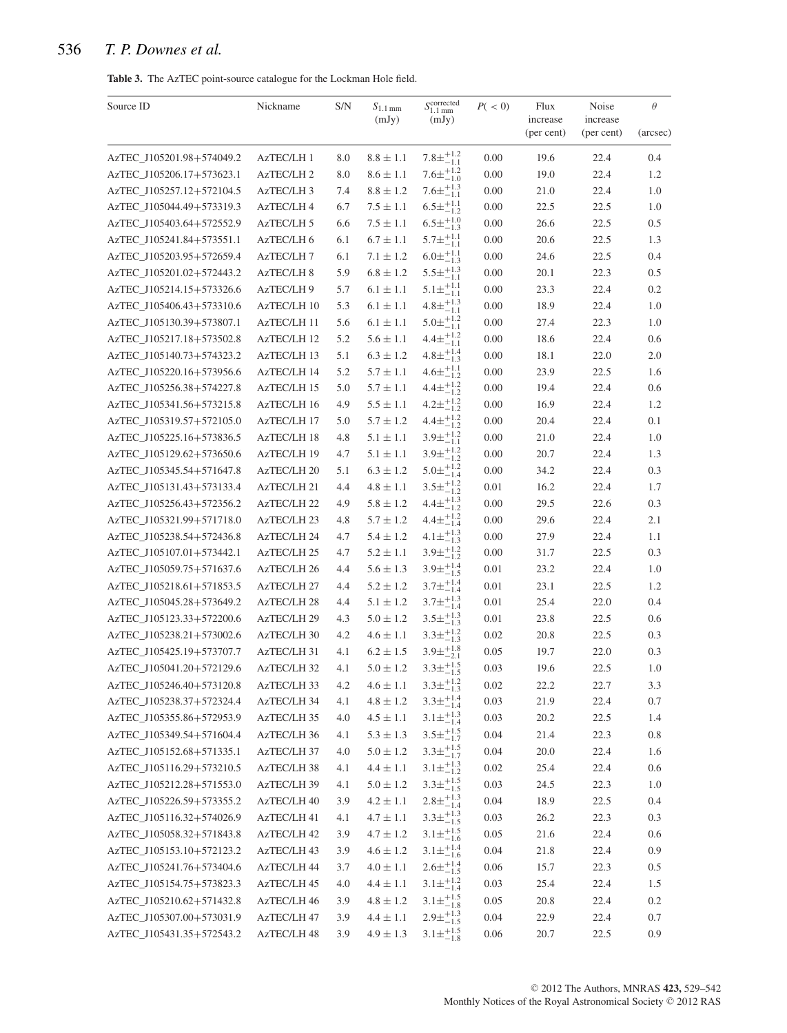**Table 3.** The AzTEC point-source catalogue for the Lockman Hole field.

| Source ID | Nickname | S/N | $S_{1.1\,\mathrm{mm}}$ (mJy) | $S^{\mathrm{corrected}}_{1.1\,\mathrm{mm}}$ (mJy) | $P(<0)$ | Flux increase (per cent) | Noise increase (per cent) | $\theta$ (arcsec) |
|---|---|---|---|---|---|---|---|---|
| AzTEC_J105201.98+574049.2 | AzTEC/LH 1 | 8.0 | 8.8 ± 1.1 | $7.8^{+1.2}_{-1.1}$ | 0.00 | 19.6 | 22.4 | 0.4 |
| AzTEC_J105206.17+573623.1 | AzTEC/LH 2 | 8.0 | 8.6 ± 1.1 | $7.6^{+1.2}_{-1.0}$ | 0.00 | 19.0 | 22.4 | 1.2 |
| AzTEC_J105257.12+572104.5 | AzTEC/LH 3 | 7.4 | 8.8 ± 1.2 | $7.6^{+1.3}_{-1.1}$ | 0.00 | 21.0 | 22.4 | 1.0 |
| AzTEC_J105044.49+573319.3 | AzTEC/LH 4 | 6.7 | 7.5 ± 1.1 | $6.5^{+1.1}_{-1.2}$ | 0.00 | 22.5 | 22.5 | 1.0 |
| AzTEC_J105403.64+572552.9 | AzTEC/LH 5 | 6.6 | 7.5 ± 1.1 | $6.5^{+1.0}_{-1.3}$ | 0.00 | 26.6 | 22.5 | 0.5 |
| AzTEC_J105241.84+573551.1 | AzTEC/LH 6 | 6.1 | 6.7 ± 1.1 | $5.7^{+1.1}_{-1.1}$ | 0.00 | 20.6 | 22.5 | 1.3 |
| AzTEC_J105203.95+572659.4 | AzTEC/LH 7 | 6.1 | 7.1 ± 1.2 | $6.0^{+1.1}_{-1.3}$ | 0.00 | 24.6 | 22.5 | 0.4 |
| AzTEC_J105201.02+572443.2 | AzTEC/LH 8 | 5.9 | 6.8 ± 1.2 | $5.5^{+1.3}_{-1.1}$ | 0.00 | 20.1 | 22.3 | 0.5 |
| AzTEC_J105214.15+573326.6 | AzTEC/LH 9 | 5.7 | 6.1 ± 1.1 | $5.1^{+1.1}_{-1.1}$ | 0.00 | 23.3 | 22.4 | 0.2 |
| AzTEC_J105406.43+573310.6 | AzTEC/LH 10 | 5.3 | 6.1 ± 1.1 | $4.8^{+1.3}_{-1.1}$ | 0.00 | 18.9 | 22.4 | 1.0 |
| AzTEC_J105130.39+573807.1 | AzTEC/LH 11 | 5.6 | 6.1 ± 1.1 | $5.0^{+1.2}_{-1.1}$ | 0.00 | 27.4 | 22.3 | 1.0 |
| AzTEC_J105217.18+573502.8 | AzTEC/LH 12 | 5.2 | 5.6 ± 1.1 | $4.4^{+1.2}_{-1.1}$ | 0.00 | 18.6 | 22.4 | 0.6 |
| AzTEC_J105140.73+574323.2 | AzTEC/LH 13 | 5.1 | 6.3 ± 1.2 | $4.8^{+1.4}_{-1.3}$ | 0.00 | 18.1 | 22.0 | 2.0 |
| AzTEC_J105220.16+573956.6 | AzTEC/LH 14 | 5.2 | 5.7 ± 1.1 | $4.6^{+1.1}_{-1.2}$ | 0.00 | 23.9 | 22.5 | 1.6 |
| AzTEC_J105256.38+574227.8 | AzTEC/LH 15 | 5.0 | 5.7 ± 1.1 | $4.4^{+1.2}_{-1.2}$ | 0.00 | 19.4 | 22.4 | 0.6 |
| AzTEC_J105341.56+573215.8 | AzTEC/LH 16 | 4.9 | 5.5 ± 1.1 | $4.2^{+1.2}_{-1.2}$ | 0.00 | 16.9 | 22.4 | 1.2 |
| AzTEC_J105319.57+572105.0 | AzTEC/LH 17 | 5.0 | 5.7 ± 1.2 | $4.4^{+1.2}_{-1.2}$ | 0.00 | 20.4 | 22.4 | 0.1 |
| AzTEC_J105225.16+573836.5 | AzTEC/LH 18 | 4.8 | 5.1 ± 1.1 | $3.9^{+1.2}_{-1.1}$ | 0.00 | 21.0 | 22.4 | 1.0 |
| AzTEC_J105129.62+573650.6 | AzTEC/LH 19 | 4.7 | 5.1 ± 1.1 | $3.9^{+1.2}_{-1.2}$ | 0.00 | 20.7 | 22.4 | 1.3 |
| AzTEC_J105345.54+571647.8 | AzTEC/LH 20 | 5.1 | 6.3 ± 1.2 | $5.0^{+1.2}_{-1.4}$ | 0.00 | 34.2 | 22.4 | 0.3 |
| AzTEC_J105131.43+573133.4 | AzTEC/LH 21 | 4.4 | 4.8 ± 1.1 | $3.5^{+1.2}_{-1.2}$ | 0.01 | 16.2 | 22.4 | 1.7 |
| AzTEC_J105256.43+572356.2 | AzTEC/LH 22 | 4.9 | 5.8 ± 1.2 | $4.4^{+1.3}_{-1.2}$ | 0.00 | 29.5 | 22.6 | 0.3 |
| AzTEC_J105321.99+571718.0 | AzTEC/LH 23 | 4.8 | 5.7 ± 1.2 | $4.4^{+1.2}_{-1.4}$ | 0.00 | 29.6 | 22.4 | 2.1 |
| AzTEC_J105238.54+572436.8 | AzTEC/LH 24 | 4.7 | 5.4 ± 1.2 | $4.1^{+1.3}_{-1.3}$ | 0.00 | 27.9 | 22.4 | 1.1 |
| AzTEC_J105107.01+573442.1 | AzTEC/LH 25 | 4.7 | 5.2 ± 1.1 | $3.9^{+1.2}_{-1.2}$ | 0.00 | 31.7 | 22.5 | 0.3 |
| AzTEC_J105059.75+571637.6 | AzTEC/LH 26 | 4.4 | 5.6 ± 1.3 | $3.9^{+1.4}_{-1.5}$ | 0.01 | 23.2 | 22.4 | 1.0 |
| AzTEC_J105218.61+571853.5 | AzTEC/LH 27 | 4.4 | 5.2 ± 1.2 | $3.7^{+1.4}_{-1.4}$ | 0.01 | 23.1 | 22.5 | 1.2 |
| AzTEC_J105045.28+573649.2 | AzTEC/LH 28 | 4.4 | 5.1 ± 1.2 | $3.7^{+1.3}_{-1.4}$ | 0.01 | 25.4 | 22.0 | 0.4 |
| AzTEC_J105123.33+572200.6 | AzTEC/LH 29 | 4.3 | 5.0 ± 1.2 | $3.5^{+1.3}_{-1.3}$ | 0.01 | 23.8 | 22.5 | 0.6 |
| AzTEC_J105238.21+573002.6 | AzTEC/LH 30 | 4.2 | 4.6 ± 1.1 | $3.3^{+1.2}_{-1.3}$ | 0.02 | 20.8 | 22.5 | 0.3 |
| AzTEC_J105425.19+573707.7 | AzTEC/LH 31 | 4.1 | 6.2 ± 1.5 | $3.9^{+1.8}_{-2.1}$ | 0.05 | 19.7 | 22.0 | 0.3 |
| AzTEC_J105041.20+572129.6 | AzTEC/LH 32 | 4.1 | 5.0 ± 1.2 | $3.3^{+1.5}_{-1.5}$ | 0.03 | 19.6 | 22.5 | 1.0 |
| AzTEC_J105246.40+573120.8 | AzTEC/LH 33 | 4.2 | 4.6 ± 1.1 | $3.3^{+1.2}_{-1.3}$ | 0.02 | 22.2 | 22.7 | 3.3 |
| AzTEC_J105238.37+572324.4 | AzTEC/LH 34 | 4.1 | 4.8 ± 1.2 | $3.3^{+1.4}_{-1.4}$ | 0.03 | 21.9 | 22.4 | 0.7 |
| AzTEC_J105355.86+572953.9 | AzTEC/LH 35 | 4.0 | 4.5 ± 1.1 | $3.1^{+1.3}_{-1.4}$ | 0.03 | 20.2 | 22.5 | 1.4 |
| AzTEC_J105349.54+571604.4 | AzTEC/LH 36 | 4.1 | 5.3 ± 1.3 | $3.5^{+1.5}_{-1.7}$ | 0.04 | 21.4 | 22.3 | 0.8 |
| AzTEC_J105152.68+571335.1 | AzTEC/LH 37 | 4.0 | 5.0 ± 1.2 | $3.3^{+1.5}_{-1.7}$ | 0.04 | 20.0 | 22.4 | 1.6 |
| AzTEC_J105116.29+573210.5 | AzTEC/LH 38 | 4.1 | 4.4 ± 1.1 | $3.1^{+1.3}_{-1.2}$ | 0.02 | 25.4 | 22.4 | 0.6 |
| AzTEC_J105212.28+571553.0 | AzTEC/LH 39 | 4.1 | 5.0 ± 1.2 | $3.3^{+1.5}_{-1.5}$ | 0.03 | 24.5 | 22.3 | 1.0 |
| AzTEC_J105226.59+573355.2 | AzTEC/LH 40 | 3.9 | 4.2 ± 1.1 | $2.8^{+1.3}_{-1.4}$ | 0.04 | 18.9 | 22.5 | 0.4 |
| AzTEC_J105116.32+574026.9 | AzTEC/LH 41 | 4.1 | 4.7 ± 1.1 | $3.3^{+1.3}_{-1.5}$ | 0.03 | 26.2 | 22.3 | 0.3 |
| AzTEC_J105058.32+571843.8 | AzTEC/LH 42 | 3.9 | 4.7 ± 1.2 | $3.1^{+1.5}_{-1.6}$ | 0.05 | 21.6 | 22.4 | 0.6 |
| AzTEC_J105153.10+572123.2 | AzTEC/LH 43 | 3.9 | 4.6 ± 1.2 | $3.1^{+1.4}_{-1.6}$ | 0.04 | 21.8 | 22.4 | 0.9 |
| AzTEC_J105241.76+573404.6 | AzTEC/LH 44 | 3.7 | 4.0 ± 1.1 | $2.6^{+1.4}_{-1.5}$ | 0.06 | 15.7 | 22.3 | 0.5 |
| AzTEC_J105154.75+573823.3 | AzTEC/LH 45 | 4.0 | 4.4 ± 1.1 | $3.1^{+1.2}_{-1.4}$ | 0.03 | 25.4 | 22.4 | 1.5 |
| AzTEC_J105210.62+571432.8 | AzTEC/LH 46 | 3.9 | 4.8 ± 1.2 | $3.1^{+1.5}_{-1.8}$ | 0.05 | 20.8 | 22.4 | 0.2 |
| AzTEC_J105307.00+573031.9 | AzTEC/LH 47 | 3.9 | 4.4 ± 1.1 | $2.9^{+1.3}_{-1.5}$ | 0.04 | 22.9 | 22.4 | 0.7 |
| AzTEC_J105431.35+572543.2 | AzTEC/LH 48 | 3.9 | 4.9 ± 1.3 | $3.1^{+1.5}_{-1.8}$ | 0.06 | 20.7 | 22.5 | 0.9 |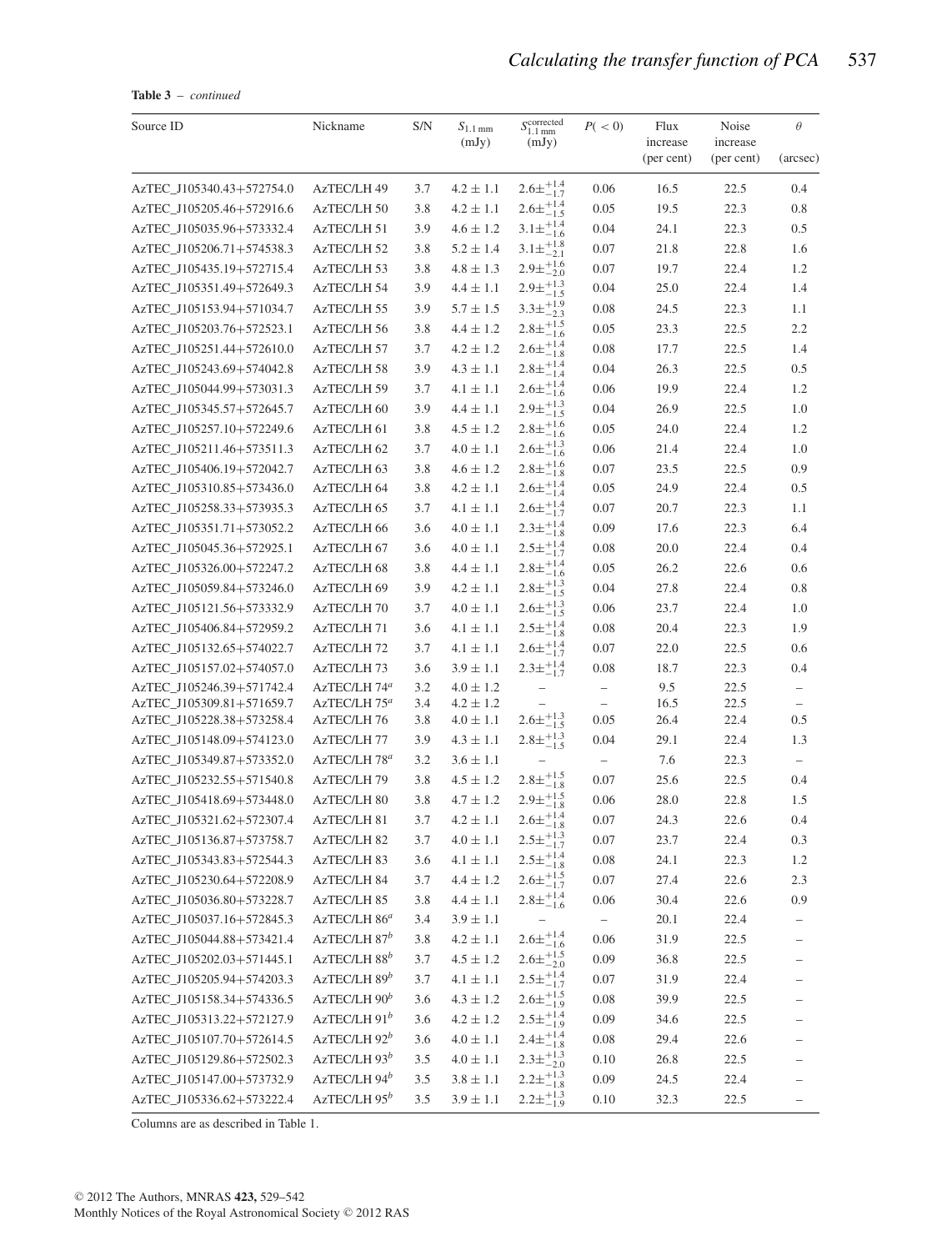**Table 3** – *continued*

| Source ID | Nickname | S/N | $S_{1.1\,\mathrm{mm}}$ (mJy) | $S_{1.1\,\mathrm{mm}}^{\mathrm{corrected}}$ (mJy) | $P(<0)$ | Flux increase (per cent) | Noise increase (per cent) | $\theta$ (arcsec) |
|---|---|---|---|---|---|---|---|---|
| AzTEC_J105340.43+572754.0 | AzTEC/LH 49 | 3.7 | $4.2 \pm 1.1$ | $2.6\pm^{+1.4}_{-1.7}$ | 0.06 | 16.5 | 22.5 | 0.4 |
| AzTEC_J105205.46+572916.6 | AzTEC/LH 50 | 3.8 | $4.2 \pm 1.1$ | $2.6\pm^{+1.4}_{-1.5}$ | 0.05 | 19.5 | 22.3 | 0.8 |
| AzTEC_J105035.96+573332.4 | AzTEC/LH 51 | 3.9 | $4.6 \pm 1.2$ | $3.1\pm^{+1.4}_{-1.6}$ | 0.04 | 24.1 | 22.3 | 0.5 |
| AzTEC_J105206.71+574538.3 | AzTEC/LH 52 | 3.8 | $5.2 \pm 1.4$ | $3.1\pm^{+1.8}_{-2.1}$ | 0.07 | 21.8 | 22.8 | 1.6 |
| AzTEC_J105435.19+572715.4 | AzTEC/LH 53 | 3.8 | $4.8 \pm 1.3$ | $2.9\pm^{+1.6}_{-2.0}$ | 0.07 | 19.7 | 22.4 | 1.2 |
| AzTEC_J105351.49+572649.3 | AzTEC/LH 54 | 3.9 | $4.4 \pm 1.1$ | $2.9\pm^{+1.3}_{-1.5}$ | 0.04 | 25.0 | 22.4 | 1.4 |
| AzTEC_J105153.94+571034.7 | AzTEC/LH 55 | 3.9 | $5.7 \pm 1.5$ | $3.3\pm^{+1.9}_{-2.3}$ | 0.08 | 24.5 | 22.3 | 1.1 |
| AzTEC_J105203.76+572523.1 | AzTEC/LH 56 | 3.8 | $4.4 \pm 1.2$ | $2.8\pm^{+1.5}_{-1.6}$ | 0.05 | 23.3 | 22.5 | 2.2 |
| AzTEC_J105251.44+572610.0 | AzTEC/LH 57 | 3.7 | $4.2 \pm 1.2$ | $2.6\pm^{+1.4}_{-1.8}$ | 0.08 | 17.7 | 22.5 | 1.4 |
| AzTEC_J105243.69+574042.8 | AzTEC/LH 58 | 3.9 | $4.3 \pm 1.1$ | $2.8\pm^{+1.4}_{-1.4}$ | 0.04 | 26.3 | 22.5 | 0.5 |
| AzTEC_J105044.99+573031.3 | AzTEC/LH 59 | 3.7 | $4.1 \pm 1.1$ | $2.6\pm^{+1.4}_{-1.6}$ | 0.06 | 19.9 | 22.4 | 1.2 |
| AzTEC_J105345.57+572645.7 | AzTEC/LH 60 | 3.9 | $4.4 \pm 1.1$ | $2.9\pm^{+1.3}_{-1.5}$ | 0.04 | 26.9 | 22.5 | 1.0 |
| AzTEC_J105257.10+572249.6 | AzTEC/LH 61 | 3.8 | $4.5 \pm 1.2$ | $2.8\pm^{+1.6}_{-1.6}$ | 0.05 | 24.0 | 22.4 | 1.2 |
| AzTEC_J105211.46+573511.3 | AzTEC/LH 62 | 3.7 | $4.0 \pm 1.1$ | $2.6\pm^{+1.3}_{-1.6}$ | 0.06 | 21.4 | 22.4 | 1.0 |
| AzTEC_J105406.19+572042.7 | AzTEC/LH 63 | 3.8 | $4.6 \pm 1.2$ | $2.8\pm^{+1.6}_{-1.8}$ | 0.07 | 23.5 | 22.5 | 0.9 |
| AzTEC_J105310.85+573436.0 | AzTEC/LH 64 | 3.8 | $4.2 \pm 1.1$ | $2.6\pm^{+1.4}_{-1.4}$ | 0.05 | 24.9 | 22.4 | 0.5 |
| AzTEC_J105258.33+573935.3 | AzTEC/LH 65 | 3.7 | $4.1 \pm 1.1$ | $2.6\pm^{+1.4}_{-1.7}$ | 0.07 | 20.7 | 22.3 | 1.1 |
| AzTEC_J105351.71+573052.2 | AzTEC/LH 66 | 3.6 | $4.0 \pm 1.1$ | $2.3\pm^{+1.4}_{-1.8}$ | 0.09 | 17.6 | 22.3 | 6.4 |
| AzTEC_J105045.36+572925.1 | AzTEC/LH 67 | 3.6 | $4.0 \pm 1.1$ | $2.5\pm^{+1.4}_{-1.7}$ | 0.08 | 20.0 | 22.4 | 0.4 |
| AzTEC_J105326.00+572247.2 | AzTEC/LH 68 | 3.8 | $4.4 \pm 1.1$ | $2.8\pm^{+1.4}_{-1.6}$ | 0.05 | 26.2 | 22.6 | 0.6 |
| AzTEC_J105059.84+573246.0 | AzTEC/LH 69 | 3.9 | $4.2 \pm 1.1$ | $2.8\pm^{+1.3}_{-1.5}$ | 0.04 | 27.8 | 22.4 | 0.8 |
| AzTEC_J105121.56+573332.9 | AzTEC/LH 70 | 3.7 | $4.0 \pm 1.1$ | $2.6\pm^{+1.3}_{-1.5}$ | 0.06 | 23.7 | 22.4 | 1.0 |
| AzTEC_J105406.84+572959.2 | AzTEC/LH 71 | 3.6 | $4.1 \pm 1.1$ | $2.5\pm^{+1.4}_{-1.8}$ | 0.08 | 20.4 | 22.3 | 1.9 |
| AzTEC_J105132.65+574022.7 | AzTEC/LH 72 | 3.7 | $4.1 \pm 1.1$ | $2.6\pm^{+1.4}_{-1.7}$ | 0.07 | 22.0 | 22.5 | 0.6 |
| AzTEC_J105157.02+574057.0 | AzTEC/LH 73 | 3.6 | $3.9 \pm 1.1$ | $2.3\pm^{+1.4}_{-1.7}$ | 0.08 | 18.7 | 22.3 | 0.4 |
| AzTEC_J105246.39+571742.4 | AzTEC/LH 74[a] | 3.2 | $4.0 \pm 1.2$ | – | – | 9.5 | 22.5 | – |
| AzTEC_J105309.81+571659.7 | AzTEC/LH 75[a] | 3.4 | $4.2 \pm 1.2$ | – | – | 16.5 | 22.5 | – |
| AzTEC_J105228.38+573258.4 | AzTEC/LH 76 | 3.8 | $4.0 \pm 1.1$ | $2.6\pm^{+1.3}_{-1.5}$ | 0.05 | 26.4 | 22.4 | 0.5 |
| AzTEC_J105148.09+574123.0 | AzTEC/LH 77 | 3.9 | $4.3 \pm 1.1$ | $2.8\pm^{+1.3}_{-1.5}$ | 0.04 | 29.1 | 22.4 | 1.3 |
| AzTEC_J105349.87+573352.0 | AzTEC/LH 78[a] | 3.2 | $3.6 \pm 1.1$ | – | – | 7.6 | 22.3 | – |
| AzTEC_J105232.55+571540.8 | AzTEC/LH 79 | 3.8 | $4.5 \pm 1.2$ | $2.8\pm^{+1.5}_{-1.8}$ | 0.07 | 25.6 | 22.5 | 0.4 |
| AzTEC_J105418.69+573448.0 | AzTEC/LH 80 | 3.8 | $4.7 \pm 1.2$ | $2.9\pm^{+1.5}_{-1.8}$ | 0.06 | 28.0 | 22.8 | 1.5 |
| AzTEC_J105321.62+572307.4 | AzTEC/LH 81 | 3.7 | $4.2 \pm 1.1$ | $2.6\pm^{+1.4}_{-1.8}$ | 0.07 | 24.3 | 22.6 | 0.4 |
| AzTEC_J105136.87+573758.7 | AzTEC/LH 82 | 3.7 | $4.0 \pm 1.1$ | $2.5\pm^{+1.3}_{-1.7}$ | 0.07 | 23.7 | 22.4 | 0.3 |
| AzTEC_J105343.83+572544.3 | AzTEC/LH 83 | 3.6 | $4.1 \pm 1.1$ | $2.5\pm^{+1.4}_{-1.8}$ | 0.08 | 24.1 | 22.3 | 1.2 |
| AzTEC_J105230.64+572208.9 | AzTEC/LH 84 | 3.7 | $4.4 \pm 1.2$ | $2.6\pm^{+1.5}_{-1.7}$ | 0.07 | 27.4 | 22.6 | 2.3 |
| AzTEC_J105036.80+573228.7 | AzTEC/LH 85 | 3.8 | $4.4 \pm 1.1$ | $2.8\pm^{+1.4}_{-1.6}$ | 0.06 | 30.4 | 22.6 | 0.9 |
| AzTEC_J105037.16+572845.3 | AzTEC/LH 86[a] | 3.4 | $3.9 \pm 1.1$ | – | – | 20.1 | 22.4 | – |
| AzTEC_J105044.88+573421.4 | AzTEC/LH 87[b] | 3.8 | $4.2 \pm 1.1$ | $2.6\pm^{+1.4}_{-1.6}$ | 0.06 | 31.9 | 22.5 | – |
| AzTEC_J105202.03+571445.1 | AzTEC/LH 88[b] | 3.7 | $4.5 \pm 1.2$ | $2.6\pm^{+1.5}_{-2.0}$ | 0.09 | 36.8 | 22.5 | – |
| AzTEC_J105205.94+574203.3 | AzTEC/LH 89[b] | 3.7 | $4.1 \pm 1.1$ | $2.5\pm^{+1.4}_{-1.7}$ | 0.07 | 31.9 | 22.4 | – |
| AzTEC_J105158.34+574336.5 | AzTEC/LH 90[b] | 3.6 | $4.3 \pm 1.2$ | $2.6\pm^{+1.5}_{-1.9}$ | 0.08 | 39.9 | 22.5 | – |
| AzTEC_J105313.22+572127.9 | AzTEC/LH 91[b] | 3.6 | $4.2 \pm 1.2$ | $2.5\pm^{+1.4}_{-1.9}$ | 0.09 | 34.6 | 22.5 | – |
| AzTEC_J105107.70+572614.5 | AzTEC/LH 92[b] | 3.6 | $4.0 \pm 1.1$ | $2.4\pm^{+1.4}_{-1.8}$ | 0.08 | 29.4 | 22.6 | – |
| AzTEC_J105129.86+572502.3 | AzTEC/LH 93[b] | 3.5 | $4.0 \pm 1.1$ | $2.3\pm^{+1.3}_{-2.0}$ | 0.10 | 26.8 | 22.5 | – |
| AzTEC_J105147.00+573732.9 | AzTEC/LH 94[b] | 3.5 | $3.8 \pm 1.1$ | $2.2\pm^{+1.3}_{-1.8}$ | 0.09 | 24.5 | 22.4 | – |
| AzTEC_J105336.62+573222.4 | AzTEC/LH 95[b] | 3.5 | $3.9 \pm 1.1$ | $2.2\pm^{+1.3}_{-1.9}$ | 0.10 | 32.3 | 22.5 | – |

Columns are as described in Table 1.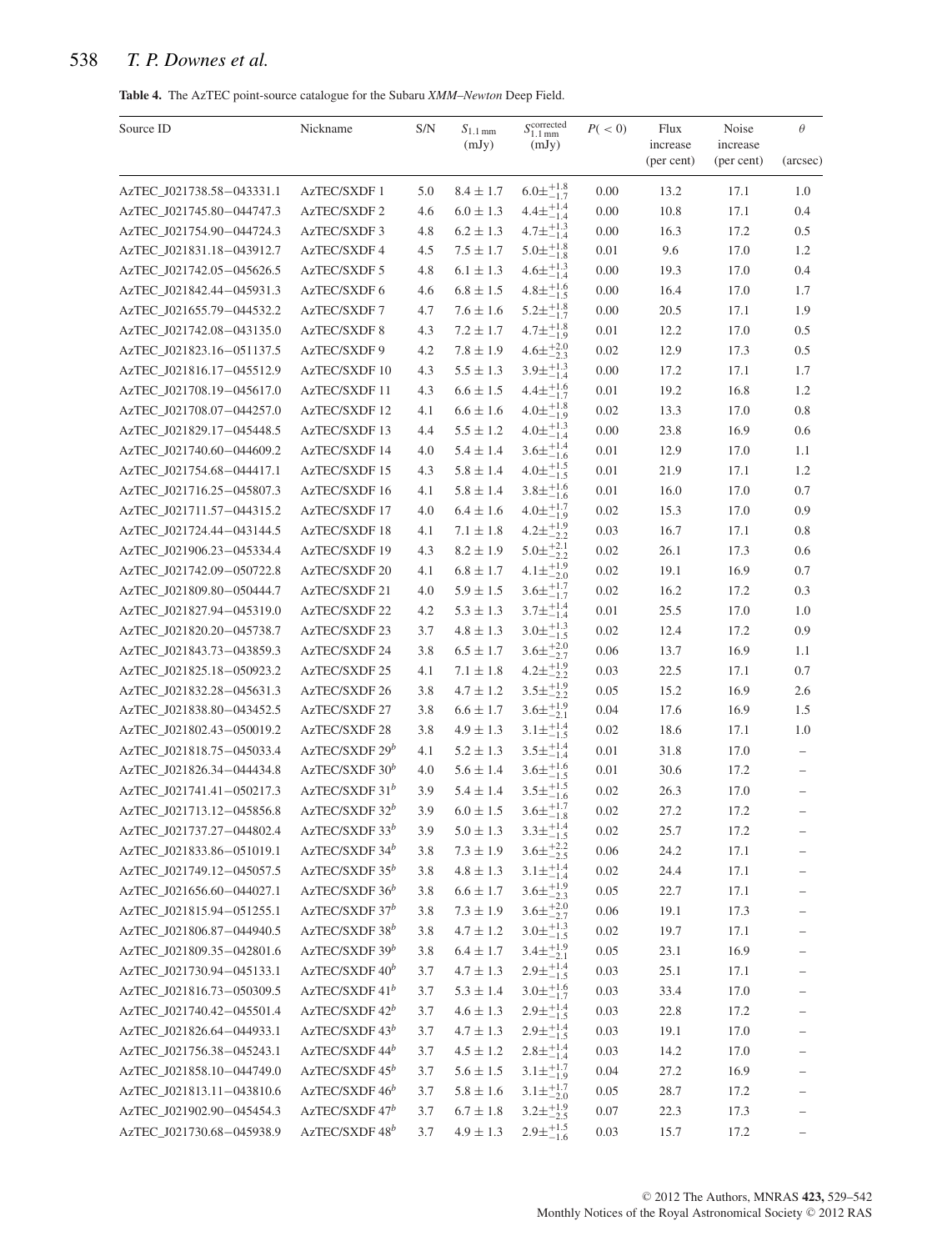**Table 4.** The AzTEC point-source catalogue for the Subaru *XMM–Newton* Deep Field.

| Source ID | Nickname | S/N | $S_{1.1\,\mathrm{mm}}$ (mJy) | $S_{1.1\,\mathrm{mm}}^{\mathrm{corrected}}$ (mJy) | $P(<0)$ | Flux increase (per cent) | Noise increase (per cent) | $\theta$ (arcsec) |
|---|---|---|---|---|---|---|---|---|
| AzTEC_J021738.58−043331.1 | AzTEC/SXDF 1 | 5.0 | $8.4 \pm 1.7$ | $6.0^{+1.8}_{-1.7}$ | 0.00 | 13.2 | 17.1 | 1.0 |
| AzTEC_J021745.80−044747.3 | AzTEC/SXDF 2 | 4.6 | $6.0 \pm 1.3$ | $4.4^{+1.4}_{-1.4}$ | 0.00 | 10.8 | 17.1 | 0.4 |
| AzTEC_J021754.90−044724.3 | AzTEC/SXDF 3 | 4.8 | $6.2 \pm 1.3$ | $4.7^{+1.3}_{-1.4}$ | 0.00 | 16.3 | 17.2 | 0.5 |
| AzTEC_J021831.18−043912.7 | AzTEC/SXDF 4 | 4.5 | $7.5 \pm 1.7$ | $5.0^{+1.8}_{-1.8}$ | 0.01 | 9.6 | 17.0 | 1.2 |
| AzTEC_J021742.05−045626.5 | AzTEC/SXDF 5 | 4.8 | $6.1 \pm 1.3$ | $4.6^{+1.3}_{-1.4}$ | 0.00 | 19.3 | 17.0 | 0.4 |
| AzTEC_J021842.44−045931.3 | AzTEC/SXDF 6 | 4.6 | $6.8 \pm 1.5$ | $4.8^{+1.6}_{-1.5}$ | 0.00 | 16.4 | 17.0 | 1.7 |
| AzTEC_J021655.79−044532.2 | AzTEC/SXDF 7 | 4.7 | $7.6 \pm 1.6$ | $5.2^{+1.8}_{-1.7}$ | 0.00 | 20.5 | 17.1 | 1.9 |
| AzTEC_J021742.08−043135.0 | AzTEC/SXDF 8 | 4.3 | $7.2 \pm 1.7$ | $4.7^{+1.8}_{-1.9}$ | 0.01 | 12.2 | 17.0 | 0.5 |
| AzTEC_J021823.16−051137.5 | AzTEC/SXDF 9 | 4.2 | $7.8 \pm 1.9$ | $4.6^{+2.0}_{-2.3}$ | 0.02 | 12.9 | 17.3 | 0.5 |
| AzTEC_J021816.17−045512.9 | AzTEC/SXDF 10 | 4.3 | $5.5 \pm 1.3$ | $3.9^{+1.3}_{-1.4}$ | 0.00 | 17.2 | 17.1 | 1.7 |
| AzTEC_J021708.19−045617.0 | AzTEC/SXDF 11 | 4.3 | $6.6 \pm 1.5$ | $4.4^{+1.6}_{-1.7}$ | 0.01 | 19.2 | 16.8 | 1.2 |
| AzTEC_J021708.07−044257.0 | AzTEC/SXDF 12 | 4.1 | $6.6 \pm 1.6$ | $4.0^{+1.8}_{-1.9}$ | 0.02 | 13.3 | 17.0 | 0.8 |
| AzTEC_J021829.17−045448.5 | AzTEC/SXDF 13 | 4.4 | $5.5 \pm 1.2$ | $4.0^{+1.3}_{-1.4}$ | 0.00 | 23.8 | 16.9 | 0.6 |
| AzTEC_J021740.60−044609.2 | AzTEC/SXDF 14 | 4.0 | $5.4 \pm 1.4$ | $3.6^{+1.4}_{-1.6}$ | 0.01 | 12.9 | 17.0 | 1.1 |
| AzTEC_J021754.68−044417.1 | AzTEC/SXDF 15 | 4.3 | $5.8 \pm 1.4$ | $4.0^{+1.5}_{-1.5}$ | 0.01 | 21.9 | 17.1 | 1.2 |
| AzTEC_J021716.25−045807.3 | AzTEC/SXDF 16 | 4.1 | $5.8 \pm 1.4$ | $3.8^{+1.6}_{-1.6}$ | 0.01 | 16.0 | 17.0 | 0.7 |
| AzTEC_J021711.57−044315.2 | AzTEC/SXDF 17 | 4.0 | $6.4 \pm 1.6$ | $4.0^{+1.7}_{-1.9}$ | 0.02 | 15.3 | 17.0 | 0.9 |
| AzTEC_J021724.44−043144.5 | AzTEC/SXDF 18 | 4.1 | $7.1 \pm 1.8$ | $4.2^{+1.9}_{-2.2}$ | 0.03 | 16.7 | 17.1 | 0.8 |
| AzTEC_J021906.23−045334.4 | AzTEC/SXDF 19 | 4.3 | $8.2 \pm 1.9$ | $5.0^{+2.1}_{-2.2}$ | 0.02 | 26.1 | 17.3 | 0.6 |
| AzTEC_J021742.09−050722.8 | AzTEC/SXDF 20 | 4.1 | $6.8 \pm 1.7$ | $4.1^{+1.9}_{-2.0}$ | 0.02 | 19.1 | 16.9 | 0.7 |
| AzTEC_J021809.80−050444.7 | AzTEC/SXDF 21 | 4.0 | $5.9 \pm 1.5$ | $3.6^{+1.7}_{-1.7}$ | 0.02 | 16.2 | 17.2 | 0.3 |
| AzTEC_J021827.94−045319.0 | AzTEC/SXDF 22 | 4.2 | $5.3 \pm 1.3$ | $3.7^{+1.4}_{-1.4}$ | 0.01 | 25.5 | 17.0 | 1.0 |
| AzTEC_J021820.20−045738.7 | AzTEC/SXDF 23 | 3.7 | $4.8 \pm 1.3$ | $3.0^{+1.3}_{-1.5}$ | 0.02 | 12.4 | 17.2 | 0.9 |
| AzTEC_J021843.73−043859.3 | AzTEC/SXDF 24 | 3.8 | $6.5 \pm 1.7$ | $3.6^{+2.0}_{-2.7}$ | 0.06 | 13.7 | 16.9 | 1.1 |
| AzTEC_J021825.18−050923.2 | AzTEC/SXDF 25 | 4.1 | $7.1 \pm 1.8$ | $4.2^{+1.9}_{-2.2}$ | 0.03 | 22.5 | 17.1 | 0.7 |
| AzTEC_J021832.28−045631.3 | AzTEC/SXDF 26 | 3.8 | $4.7 \pm 1.2$ | $3.5^{+1.9}_{-2.2}$ | 0.05 | 15.2 | 16.9 | 2.6 |
| AzTEC_J021838.80−043452.5 | AzTEC/SXDF 27 | 3.8 | $6.6 \pm 1.7$ | $3.6^{+1.9}_{-2.1}$ | 0.04 | 17.6 | 16.9 | 1.5 |
| AzTEC_J021802.43−050019.2 | AzTEC/SXDF 28 | 3.8 | $4.9 \pm 1.3$ | $3.1^{+1.4}_{-1.5}$ | 0.02 | 18.6 | 17.1 | 1.0 |
| AzTEC_J021818.75−045033.4 | AzTEC/SXDF 29[b] | 4.1 | $5.2 \pm 1.3$ | $3.5^{+1.4}_{-1.4}$ | 0.01 | 31.8 | 17.0 | – |
| AzTEC_J021826.34−044434.8 | AzTEC/SXDF 30[b] | 4.0 | $5.6 \pm 1.4$ | $3.6^{+1.6}_{-1.5}$ | 0.01 | 30.6 | 17.2 | – |
| AzTEC_J021741.41−050217.3 | AzTEC/SXDF 31[b] | 3.9 | $5.4 \pm 1.4$ | $3.5^{+1.5}_{-1.6}$ | 0.02 | 26.3 | 17.0 | – |
| AzTEC_J021713.12−045856.8 | AzTEC/SXDF 32[b] | 3.9 | $6.0 \pm 1.5$ | $3.6^{+1.7}_{-1.8}$ | 0.02 | 27.2 | 17.2 | – |
| AzTEC_J021737.27−044802.4 | AzTEC/SXDF 33[b] | 3.9 | $5.0 \pm 1.3$ | $3.3^{+1.4}_{-1.5}$ | 0.02 | 25.7 | 17.2 | – |
| AzTEC_J021833.86−051019.1 | AzTEC/SXDF 34[b] | 3.8 | $7.3 \pm 1.9$ | $3.6^{+2.2}_{-2.5}$ | 0.06 | 24.2 | 17.1 | – |
| AzTEC_J021749.12−045057.5 | AzTEC/SXDF 35[b] | 3.8 | $4.8 \pm 1.3$ | $3.1^{+1.4}_{-1.4}$ | 0.02 | 24.4 | 17.1 | – |
| AzTEC_J021656.60−044027.1 | AzTEC/SXDF 36[b] | 3.8 | $6.6 \pm 1.7$ | $3.6^{+1.9}_{-2.3}$ | 0.05 | 22.7 | 17.1 | – |
| AzTEC_J021815.94−051255.1 | AzTEC/SXDF 37[b] | 3.8 | $7.3 \pm 1.9$ | $3.6^{+2.0}_{-2.7}$ | 0.06 | 19.1 | 17.3 | – |
| AzTEC_J021806.87−044940.5 | AzTEC/SXDF 38[b] | 3.8 | $4.7 \pm 1.2$ | $3.0^{+1.3}_{-1.5}$ | 0.02 | 19.7 | 17.1 | – |
| AzTEC_J021809.35−042801.6 | AzTEC/SXDF 39[b] | 3.8 | $6.4 \pm 1.7$ | $3.4^{+1.9}_{-2.1}$ | 0.05 | 23.1 | 16.9 | – |
| AzTEC_J021730.94−045133.1 | AzTEC/SXDF 40[b] | 3.7 | $4.7 \pm 1.3$ | $2.9^{+1.4}_{-1.5}$ | 0.03 | 25.1 | 17.1 | – |
| AzTEC_J021816.73−050309.5 | AzTEC/SXDF 41[b] | 3.7 | $5.3 \pm 1.4$ | $3.0^{+1.6}_{-1.7}$ | 0.03 | 33.4 | 17.0 | – |
| AzTEC_J021740.42−045501.4 | AzTEC/SXDF 42[b] | 3.7 | $4.6 \pm 1.3$ | $2.9^{+1.4}_{-1.5}$ | 0.03 | 22.8 | 17.2 | – |
| AzTEC_J021826.64−044933.1 | AzTEC/SXDF 43[b] | 3.7 | $4.7 \pm 1.3$ | $2.9^{+1.4}_{-1.5}$ | 0.03 | 19.1 | 17.0 | – |
| AzTEC_J021756.38−045243.1 | AzTEC/SXDF 44[b] | 3.7 | $4.5 \pm 1.2$ | $2.8^{+1.4}_{-1.4}$ | 0.03 | 14.2 | 17.0 | – |
| AzTEC_J021858.10−044749.0 | AzTEC/SXDF 45[b] | 3.7 | $5.6 \pm 1.5$ | $3.1^{+1.7}_{-1.9}$ | 0.04 | 27.2 | 16.9 | – |
| AzTEC_J021813.11−043810.6 | AzTEC/SXDF 46[b] | 3.7 | $5.8 \pm 1.6$ | $3.1^{+1.7}_{-2.0}$ | 0.05 | 28.7 | 17.2 | – |
| AzTEC_J021902.90−045454.3 | AzTEC/SXDF 47[b] | 3.7 | $6.7 \pm 1.8$ | $3.2^{+1.9}_{-2.5}$ | 0.07 | 22.3 | 17.3 | – |
| AzTEC_J021730.68−045938.9 | AzTEC/SXDF 48[b] | 3.7 | $4.9 \pm 1.3$ | $2.9^{+1.5}_{-1.6}$ | 0.03 | 15.7 | 17.2 | – |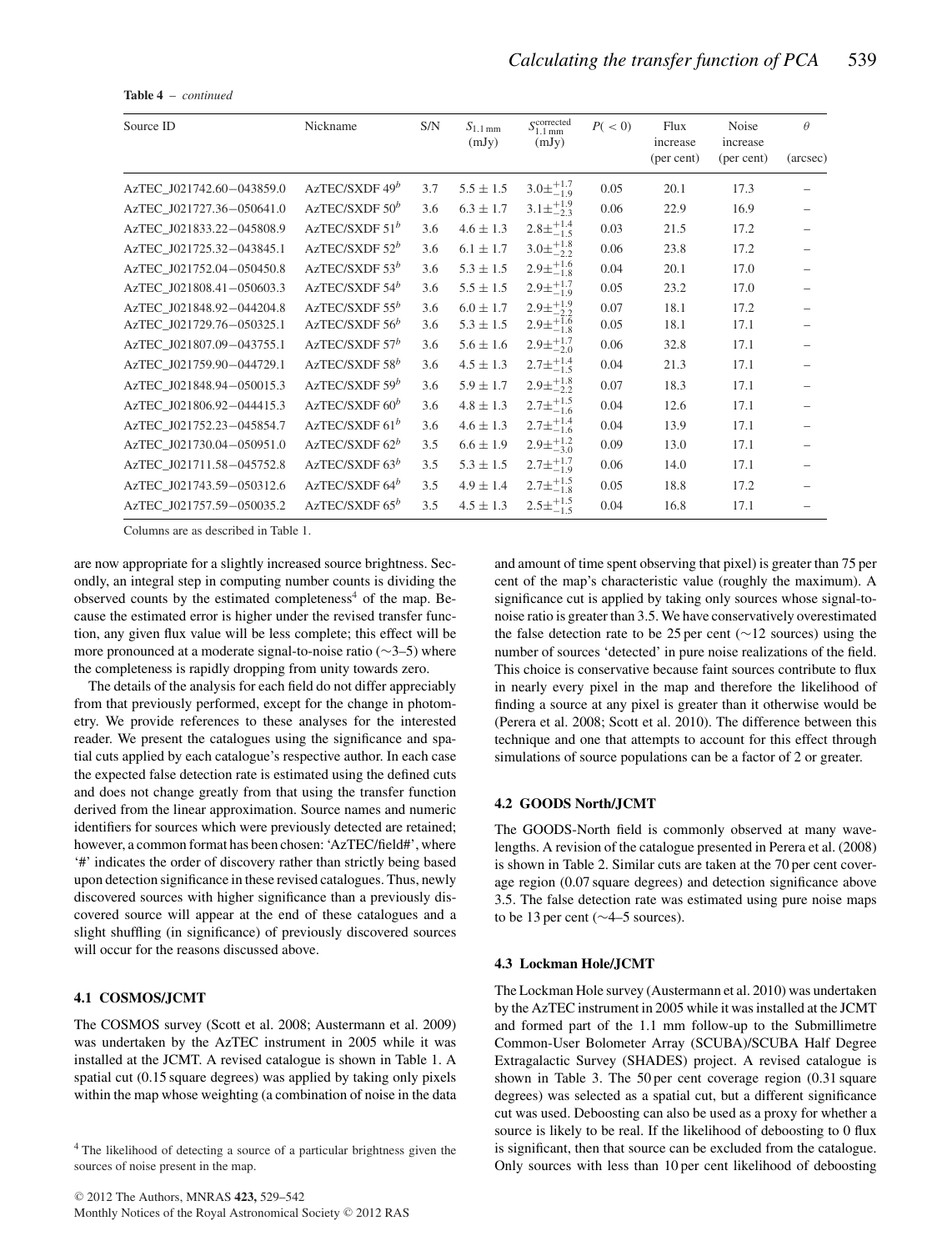**Table 4** – *continued*

| Source ID | Nickname | S/N | $S_{1.1\,\mathrm{mm}}$ (mJy) | $S_{1.1\,\mathrm{mm}}^{\mathrm{corrected}}$ (mJy) | $P(<0)$ | Flux increase (per cent) | Noise increase (per cent) | $\theta$ (arcsec) |
|---|---|---|---|---|---|---|---|---|
| AzTEC_J021742.60−043859.0 | AzTEC/SXDF 49[b] | 3.7 | $5.5 \pm 1.5$ | $3.0^{+1.7}_{-1.9}$ | 0.05 | 20.1 | 17.3 | – |
| AzTEC_J021727.36−050641.0 | AzTEC/SXDF 50[b] | 3.6 | $6.3 \pm 1.7$ | $3.1^{+1.9}_{-2.3}$ | 0.06 | 22.9 | 16.9 | – |
| AzTEC_J021833.22−045808.9 | AzTEC/SXDF 51[b] | 3.6 | $4.6 \pm 1.3$ | $2.8^{+1.4}_{-1.5}$ | 0.03 | 21.5 | 17.2 | – |
| AzTEC_J021725.32−043845.1 | AzTEC/SXDF 52[b] | 3.6 | $6.1 \pm 1.7$ | $3.0^{+1.8}_{-2.2}$ | 0.06 | 23.8 | 17.2 | – |
| AzTEC_J021752.04−050450.8 | AzTEC/SXDF 53[b] | 3.6 | $5.3 \pm 1.5$ | $2.9^{+1.6}_{-1.8}$ | 0.04 | 20.1 | 17.0 | – |
| AzTEC_J021808.41−050603.3 | AzTEC/SXDF 54[b] | 3.6 | $5.5 \pm 1.5$ | $2.9^{+1.7}_{-1.9}$ | 0.05 | 23.2 | 17.0 | – |
| AzTEC_J021848.92−044204.8 | AzTEC/SXDF 55[b] | 3.6 | $6.0 \pm 1.7$ | $2.9^{+1.9}_{-2.2}$ | 0.07 | 18.1 | 17.2 | – |
| AzTEC_J021729.76−050325.1 | AzTEC/SXDF 56[b] | 3.6 | $5.3 \pm 1.5$ | $2.9^{+1.6}_{-1.8}$ | 0.05 | 18.1 | 17.1 | – |
| AzTEC_J021807.09−043755.1 | AzTEC/SXDF 57[b] | 3.6 | $5.6 \pm 1.6$ | $2.9^{+1.7}_{-2.0}$ | 0.06 | 32.8 | 17.1 | – |
| AzTEC_J021759.90−044729.1 | AzTEC/SXDF 58[b] | 3.6 | $4.5 \pm 1.3$ | $2.7^{+1.4}_{-1.5}$ | 0.04 | 21.3 | 17.1 | – |
| AzTEC_J021848.94−050015.3 | AzTEC/SXDF 59[b] | 3.6 | $5.9 \pm 1.7$ | $2.9^{+1.8}_{-2.2}$ | 0.07 | 18.3 | 17.1 | – |
| AzTEC_J021806.92−044415.3 | AzTEC/SXDF 60[b] | 3.6 | $4.8 \pm 1.3$ | $2.7^{+1.5}_{-1.6}$ | 0.04 | 12.6 | 17.1 | – |
| AzTEC_J021752.23−045854.7 | AzTEC/SXDF 61[b] | 3.6 | $4.6 \pm 1.3$ | $2.7^{+1.4}_{-1.6}$ | 0.04 | 13.9 | 17.1 | – |
| AzTEC_J021730.04−050951.0 | AzTEC/SXDF 62[b] | 3.5 | $6.6 \pm 1.9$ | $2.9^{+1.2}_{-3.0}$ | 0.09 | 13.0 | 17.1 | – |
| AzTEC_J021711.58−045752.8 | AzTEC/SXDF 63[b] | 3.5 | $5.3 \pm 1.5$ | $2.7^{+1.7}_{-1.9}$ | 0.06 | 14.0 | 17.1 | – |
| AzTEC_J021743.59−050312.6 | AzTEC/SXDF 64[b] | 3.5 | $4.9 \pm 1.4$ | $2.7^{+1.5}_{-1.8}$ | 0.05 | 18.8 | 17.2 | – |
| AzTEC_J021757.59−050035.2 | AzTEC/SXDF 65[b] | 3.5 | $4.5 \pm 1.3$ | $2.5^{+1.5}_{-1.5}$ | 0.04 | 16.8 | 17.1 | – |

Columns are as described in Table 1.

are now appropriate for a slightly increased source brightness. Secondly, an integral step in computing number counts is dividing the observed counts by the estimated completeness[4] of the map. Because the estimated error is higher under the revised transfer function, any given flux value will be less complete; this effect will be more pronounced at a moderate signal-to-noise ratio (∼3–5) where the completeness is rapidly dropping from unity towards zero.

The details of the analysis for each field do not differ appreciably from that previously performed, except for the change in photometry. We provide references to these analyses for the interested reader. We present the catalogues using the significance and spatial cuts applied by each catalogue's respective author. In each case the expected false detection rate is estimated using the defined cuts and does not change greatly from that using the transfer function derived from the linear approximation. Source names and numeric identifiers for sources which were previously detected are retained; however, a common format has been chosen: 'AzTEC/field#', where '#' indicates the order of discovery rather than strictly being based upon detection significance in these revised catalogues. Thus, newly discovered sources with higher significance than a previously discovered source will appear at the end of these catalogues and a slight shuffling (in significance) of previously discovered sources will occur for the reasons discussed above.

### 4.1 COSMOS/JCMT

The COSMOS survey (Scott et al. 2008; Austermann et al. 2009) was undertaken by the AzTEC instrument in 2005 while it was installed at the JCMT. A revised catalogue is shown in Table 1. A spatial cut (0.15 square degrees) was applied by taking only pixels within the map whose weighting (a combination of noise in the data and amount of time spent observing that pixel) is greater than 75 per cent of the map's characteristic value (roughly the maximum). A significance cut is applied by taking only sources whose signal-to-noise ratio is greater than 3.5. We have conservatively overestimated the false detection rate to be 25 per cent (∼12 sources) using the number of sources 'detected' in pure noise realizations of the field. This choice is conservative because faint sources contribute to flux in nearly every pixel in the map and therefore the likelihood of finding a source at any pixel is greater than it otherwise would be (Perera et al. 2008; Scott et al. 2010). The difference between this technique and one that attempts to account for this effect through simulations of source populations can be a factor of 2 or greater.

### 4.2 GOODS North/JCMT

The GOODS-North field is commonly observed at many wavelengths. A revision of the catalogue presented in Perera et al. (2008) is shown in Table 2. Similar cuts are taken at the 70 per cent coverage region (0.07 square degrees) and detection significance above 3.5. The false detection rate was estimated using pure noise maps to be 13 per cent (∼4–5 sources).

### 4.3 Lockman Hole/JCMT

The Lockman Hole survey (Austermann et al. 2010) was undertaken by the AzTEC instrument in 2005 while it was installed at the JCMT and formed part of the 1.1 mm follow-up to the Submillimetre Common-User Bolometer Array (SCUBA)/SCUBA Half Degree Extragalactic Survey (SHADES) project. A revised catalogue is shown in Table 3. The 50 per cent coverage region (0.31 square degrees) was selected as a spatial cut, but a different significance cut was used. Deboosting can also be used as a proxy for whether a source is likely to be real. If the likelihood of deboosting to 0 flux is significant, then that source can be excluded from the catalogue. Only sources with less than 10 per cent likelihood of deboosting

[4] The likelihood of detecting a source of a particular brightness given the sources of noise present in the map.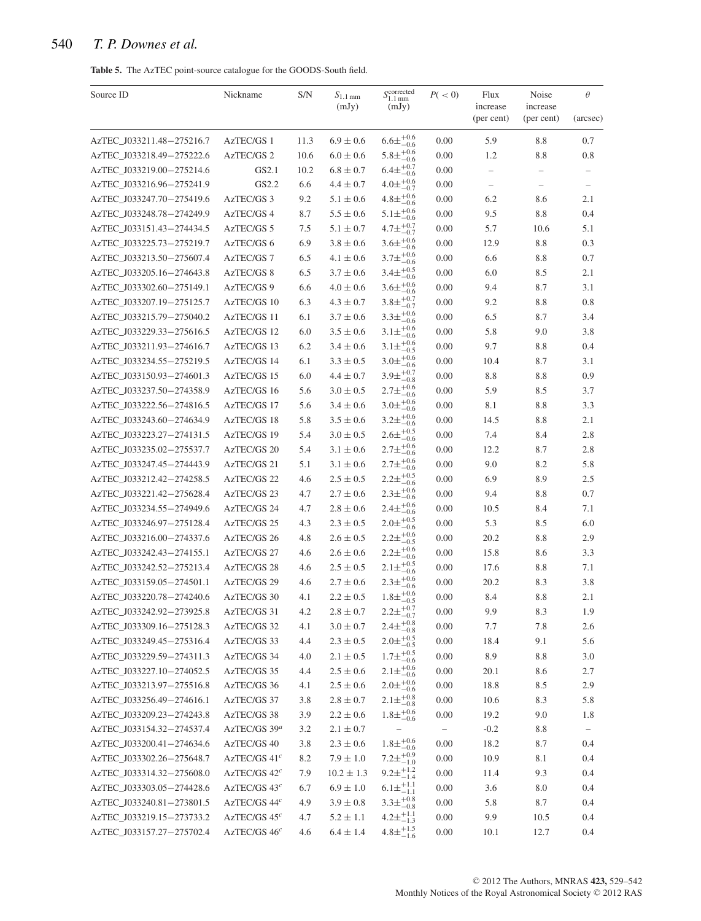**Table 5.** The AzTEC point-source catalogue for the GOODS-South field.

| Source ID | Nickname | S/N | $S_{1.1\,\mathrm{mm}}$ (mJy) | $S_{1.1\,\mathrm{mm}}^{\mathrm{corrected}}$ (mJy) | $P(<0)$ | Flux increase (per cent) | Noise increase (per cent) | $\theta$ (arcsec) |
|---|---|---|---|---|---|---|---|---|
| AzTEC_J033211.48−275216.7 | AzTEC/GS 1 | 11.3 | $6.9 \pm 0.6$ | $6.6\pm^{+0.6}_{-0.6}$ | 0.00 | 5.9 | 8.8 | 0.7 |
| AzTEC_J033218.49−275222.6 | AzTEC/GS 2 | 10.6 | $6.0 \pm 0.6$ | $5.8\pm^{+0.6}_{-0.6}$ | 0.00 | 1.2 | 8.8 | 0.8 |
| AzTEC_J033219.00−275214.6 | GS2.1 | 10.2 | $6.8 \pm 0.7$ | $6.4\pm^{+0.7}_{-0.6}$ | 0.00 | – | – | – |
| AzTEC_J033216.96−275241.9 | GS2.2 | 6.6 | $4.4 \pm 0.7$ | $4.0\pm^{+0.6}_{-0.7}$ | 0.00 | – | – | – |
| AzTEC_J033247.70−275419.6 | AzTEC/GS 3 | 9.2 | $5.1 \pm 0.6$ | $4.8\pm^{+0.6}_{-0.6}$ | 0.00 | 6.2 | 8.6 | 2.1 |
| AzTEC_J033248.78−274249.9 | AzTEC/GS 4 | 8.7 | $5.5 \pm 0.6$ | $5.1\pm^{+0.6}_{-0.6}$ | 0.00 | 9.5 | 8.8 | 0.4 |
| AzTEC_J033151.43−274434.5 | AzTEC/GS 5 | 7.5 | $5.1 \pm 0.7$ | $4.7\pm^{+0.7}_{-0.7}$ | 0.00 | 5.7 | 10.6 | 5.1 |
| AzTEC_J033225.73−275219.7 | AzTEC/GS 6 | 6.9 | $3.8 \pm 0.6$ | $3.6\pm^{+0.6}_{-0.6}$ | 0.00 | 12.9 | 8.8 | 0.3 |
| AzTEC_J033213.50−275607.4 | AzTEC/GS 7 | 6.5 | $4.1 \pm 0.6$ | $3.7\pm^{+0.6}_{-0.6}$ | 0.00 | 6.6 | 8.8 | 0.7 |
| AzTEC_J033205.16−274643.8 | AzTEC/GS 8 | 6.5 | $3.7 \pm 0.6$ | $3.4\pm^{+0.5}_{-0.6}$ | 0.00 | 6.0 | 8.5 | 2.1 |
| AzTEC_J033302.60−275149.1 | AzTEC/GS 9 | 6.6 | $4.0 \pm 0.6$ | $3.6\pm^{+0.6}_{-0.6}$ | 0.00 | 9.4 | 8.7 | 3.1 |
| AzTEC_J033207.19−275125.7 | AzTEC/GS 10 | 6.3 | $4.3 \pm 0.7$ | $3.8\pm^{+0.7}_{-0.7}$ | 0.00 | 9.2 | 8.8 | 0.8 |
| AzTEC_J033215.79−275040.2 | AzTEC/GS 11 | 6.1 | $3.7 \pm 0.6$ | $3.3\pm^{+0.6}_{-0.6}$ | 0.00 | 6.5 | 8.7 | 3.4 |
| AzTEC_J033229.33−275616.5 | AzTEC/GS 12 | 6.0 | $3.5 \pm 0.6$ | $3.1\pm^{+0.6}_{-0.6}$ | 0.00 | 5.8 | 9.0 | 3.8 |
| AzTEC_J033211.93−274616.7 | AzTEC/GS 13 | 6.2 | $3.4 \pm 0.6$ | $3.1\pm^{+0.6}_{-0.5}$ | 0.00 | 9.7 | 8.8 | 0.4 |
| AzTEC_J033234.55−275219.5 | AzTEC/GS 14 | 6.1 | $3.3 \pm 0.5$ | $3.0\pm^{+0.6}_{-0.6}$ | 0.00 | 10.4 | 8.7 | 3.1 |
| AzTEC_J033150.93−274601.3 | AzTEC/GS 15 | 6.0 | $4.4 \pm 0.7$ | $3.9\pm^{+0.7}_{-0.8}$ | 0.00 | 8.8 | 8.8 | 0.9 |
| AzTEC_J033237.50−274358.9 | AzTEC/GS 16 | 5.6 | $3.0 \pm 0.5$ | $2.7\pm^{+0.6}_{-0.6}$ | 0.00 | 5.9 | 8.5 | 3.7 |
| AzTEC_J033222.56−274816.5 | AzTEC/GS 17 | 5.6 | $3.4 \pm 0.6$ | $3.0\pm^{+0.6}_{-0.6}$ | 0.00 | 8.1 | 8.8 | 3.3 |
| AzTEC_J033243.60−274634.9 | AzTEC/GS 18 | 5.8 | $3.5 \pm 0.6$ | $3.2\pm^{+0.6}_{-0.6}$ | 0.00 | 14.5 | 8.8 | 2.1 |
| AzTEC_J033223.27−274131.5 | AzTEC/GS 19 | 5.4 | $3.0 \pm 0.5$ | $2.6\pm^{+0.5}_{-0.6}$ | 0.00 | 7.4 | 8.4 | 2.8 |
| AzTEC_J033235.02−275537.7 | AzTEC/GS 20 | 5.4 | $3.1 \pm 0.6$ | $2.7\pm^{+0.6}_{-0.6}$ | 0.00 | 12.2 | 8.7 | 2.8 |
| AzTEC_J033247.45−274443.9 | AzTEC/GS 21 | 5.1 | $3.1 \pm 0.6$ | $2.7\pm^{+0.6}_{-0.6}$ | 0.00 | 9.0 | 8.2 | 5.8 |
| AzTEC_J033212.42−274258.5 | AzTEC/GS 22 | 4.6 | $2.5 \pm 0.5$ | $2.2\pm^{+0.5}_{-0.6}$ | 0.00 | 6.9 | 8.9 | 2.5 |
| AzTEC_J033221.42−275628.4 | AzTEC/GS 23 | 4.7 | $2.7 \pm 0.6$ | $2.3\pm^{+0.6}_{-0.6}$ | 0.00 | 9.4 | 8.8 | 0.7 |
| AzTEC_J033234.55−274949.6 | AzTEC/GS 24 | 4.7 | $2.8 \pm 0.6$ | $2.4\pm^{+0.6}_{-0.6}$ | 0.00 | 10.5 | 8.4 | 7.1 |
| AzTEC_J033246.97−275128.4 | AzTEC/GS 25 | 4.3 | $2.3 \pm 0.5$ | $2.0\pm^{+0.5}_{-0.6}$ | 0.00 | 5.3 | 8.5 | 6.0 |
| AzTEC_J033216.00−274337.6 | AzTEC/GS 26 | 4.8 | $2.6 \pm 0.5$ | $2.2\pm^{+0.6}_{-0.5}$ | 0.00 | 20.2 | 8.8 | 2.9 |
| AzTEC_J033242.43−274155.1 | AzTEC/GS 27 | 4.6 | $2.6 \pm 0.6$ | $2.2\pm^{+0.6}_{-0.6}$ | 0.00 | 15.8 | 8.6 | 3.3 |
| AzTEC_J033242.52−275213.4 | AzTEC/GS 28 | 4.6 | $2.5 \pm 0.5$ | $2.1\pm^{+0.5}_{-0.6}$ | 0.00 | 17.6 | 8.8 | 7.1 |
| AzTEC_J033159.05−274501.1 | AzTEC/GS 29 | 4.6 | $2.7 \pm 0.6$ | $2.3\pm^{+0.6}_{-0.6}$ | 0.00 | 20.2 | 8.3 | 3.8 |
| AzTEC_J033220.78−274240.6 | AzTEC/GS 30 | 4.1 | $2.2 \pm 0.5$ | $1.8\pm^{+0.6}_{-0.5}$ | 0.00 | 8.4 | 8.8 | 2.1 |
| AzTEC_J033242.92−273925.8 | AzTEC/GS 31 | 4.2 | $2.8 \pm 0.7$ | $2.2\pm^{+0.7}_{-0.7}$ | 0.00 | 9.9 | 8.3 | 1.9 |
| AzTEC_J033309.16−275128.3 | AzTEC/GS 32 | 4.1 | $3.0 \pm 0.7$ | $2.4\pm^{+0.8}_{-0.8}$ | 0.00 | 7.7 | 7.8 | 2.6 |
| AzTEC_J033249.45−275316.4 | AzTEC/GS 33 | 4.4 | $2.3 \pm 0.5$ | $2.0\pm^{+0.5}_{-0.5}$ | 0.00 | 18.4 | 9.1 | 5.6 |
| AzTEC_J033229.59−274311.3 | AzTEC/GS 34 | 4.0 | $2.1 \pm 0.5$ | $1.7\pm^{+0.5}_{-0.6}$ | 0.00 | 8.9 | 8.8 | 3.0 |
| AzTEC_J033227.10−274052.5 | AzTEC/GS 35 | 4.4 | $2.5 \pm 0.6$ | $2.1\pm^{+0.6}_{-0.6}$ | 0.00 | 20.1 | 8.6 | 2.7 |
| AzTEC_J033213.97−275516.8 | AzTEC/GS 36 | 4.1 | $2.5 \pm 0.6$ | $2.0\pm^{+0.6}_{-0.6}$ | 0.00 | 18.8 | 8.5 | 2.9 |
| AzTEC_J033256.49−274616.1 | AzTEC/GS 37 | 3.8 | $2.8 \pm 0.7$ | $2.1\pm^{+0.8}_{-0.8}$ | 0.00 | 10.6 | 8.3 | 5.8 |
| AzTEC_J033209.23−274243.8 | AzTEC/GS 38 | 3.9 | $2.2 \pm 0.6$ | $1.8\pm^{+0.6}_{-0.6}$ | 0.00 | 19.2 | 9.0 | 1.8 |
| AzTEC_J033154.32−274537.4 | AzTEC/GS 39[a] | 3.2 | $2.1 \pm 0.7$ | – | – | -0.2 | 8.8 | – |
| AzTEC_J033200.41−274634.6 | AzTEC/GS 40 | 3.8 | $2.3 \pm 0.6$ | $1.8\pm^{+0.6}_{-0.6}$ | 0.00 | 18.2 | 8.7 | 0.4 |
| AzTEC_J033302.26−275648.7 | AzTEC/GS 41[c] | 8.2 | $7.9 \pm 1.0$ | $7.2\pm^{+0.9}_{-1.0}$ | 0.00 | 10.9 | 8.1 | 0.4 |
| AzTEC_J033314.32−275608.0 | AzTEC/GS 42[c] | 7.9 | $10.2 \pm 1.3$ | $9.2\pm^{+1.2}_{-1.4}$ | 0.00 | 11.4 | 9.3 | 0.4 |
| AzTEC_J033303.05−274428.6 | AzTEC/GS 43[c] | 6.7 | $6.9 \pm 1.0$ | $6.1\pm^{+1.1}_{-1.1}$ | 0.00 | 3.6 | 8.0 | 0.4 |
| AzTEC_J033240.81−273801.5 | AzTEC/GS 44[c] | 4.9 | $3.9 \pm 0.8$ | $3.3\pm^{+0.8}_{-0.8}$ | 0.00 | 5.8 | 8.7 | 0.4 |
| AzTEC_J033219.15−273733.2 | AzTEC/GS 45[c] | 4.7 | $5.2 \pm 1.1$ | $4.2\pm^{+1.1}_{-1.3}$ | 0.00 | 9.9 | 10.5 | 0.4 |
| AzTEC_J033157.27−275702.4 | AzTEC/GS 46[c] | 4.6 | $6.4 \pm 1.4$ | $4.8\pm^{+1.5}_{-1.6}$ | 0.00 | 10.1 | 12.7 | 0.4 |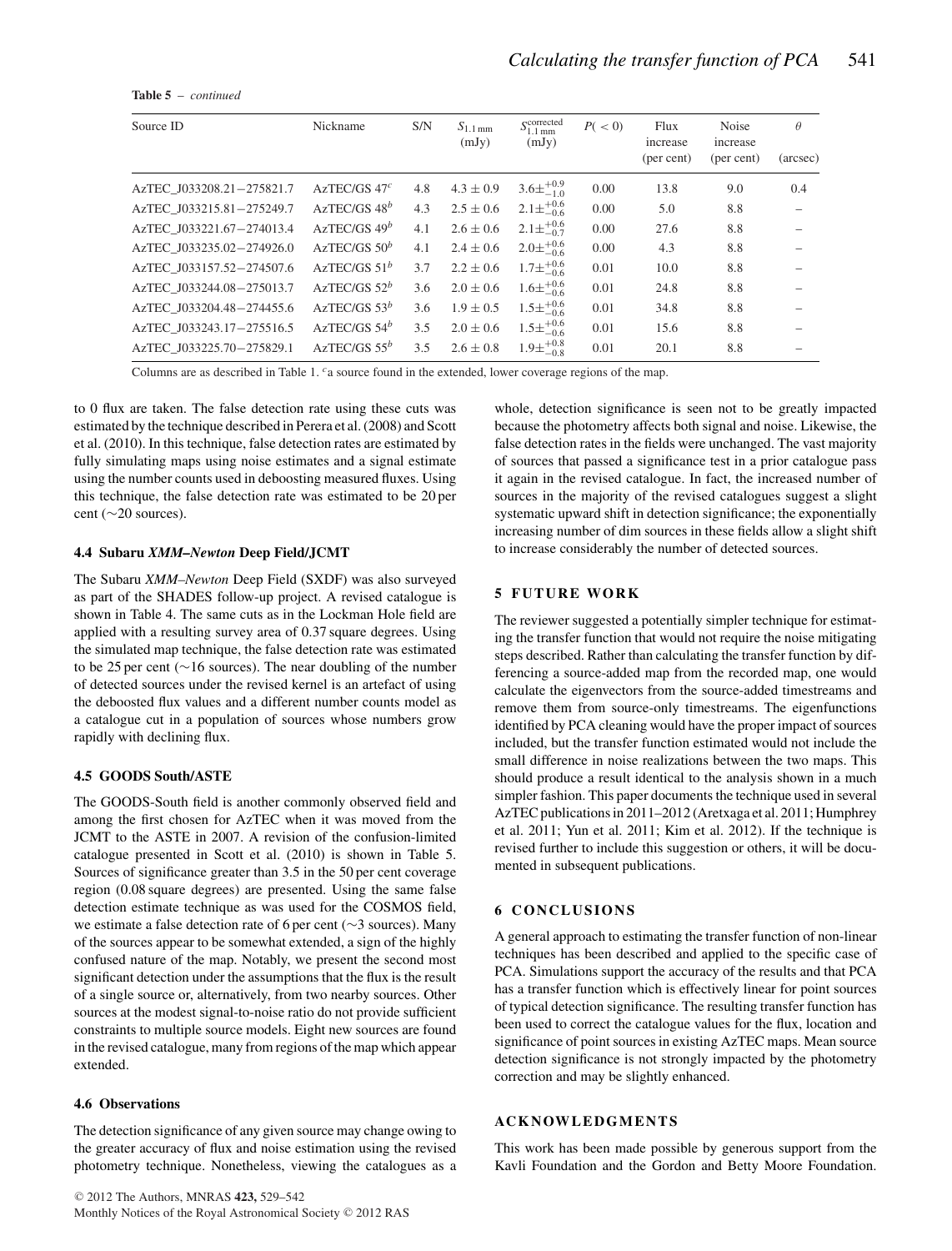**Table 5** – *continued*

| Source ID | Nickname | S/N | $S_{1.1\,\mathrm{mm}}$ (mJy) | $S^{\mathrm{corrected}}_{1.1\,\mathrm{mm}}$ (mJy) | $P(<0)$ | Flux increase (per cent) | Noise increase (per cent) | $\theta$ (arcsec) |
|---|---|---|---|---|---|---|---|---|
| AzTEC_J033208.21−275821.7 | AzTEC/GS 47[c] | 4.8 | $4.3 \pm 0.9$ | $3.6{\pm}^{+0.9}_{-1.0}$ | 0.00 | 13.8 | 9.0 | 0.4 |
| AzTEC_J033215.81−275249.7 | AzTEC/GS 48[b] | 4.3 | $2.5 \pm 0.6$ | $2.1{\pm}^{+0.6}_{-0.6}$ | 0.00 | 5.0 | 8.8 | – |
| AzTEC_J033221.67−274013.4 | AzTEC/GS 49[b] | 4.1 | $2.6 \pm 0.6$ | $2.1{\pm}^{+0.6}_{-0.7}$ | 0.00 | 27.6 | 8.8 | – |
| AzTEC_J033235.02−274926.0 | AzTEC/GS 50[b] | 4.1 | $2.4 \pm 0.6$ | $2.0{\pm}^{+0.6}_{-0.6}$ | 0.00 | 4.3 | 8.8 | – |
| AzTEC_J033157.52−274507.6 | AzTEC/GS 51[b] | 3.7 | $2.2 \pm 0.6$ | $1.7{\pm}^{+0.6}_{-0.6}$ | 0.01 | 10.0 | 8.8 | – |
| AzTEC_J033244.08−275013.7 | AzTEC/GS 52[b] | 3.6 | $2.0 \pm 0.6$ | $1.6{\pm}^{+0.6}_{-0.6}$ | 0.01 | 24.8 | 8.8 | – |
| AzTEC_J033204.48−274455.6 | AzTEC/GS 53[b] | 3.6 | $1.9 \pm 0.5$ | $1.5{\pm}^{+0.6}_{-0.6}$ | 0.01 | 34.8 | 8.8 | – |
| AzTEC_J033243.17−275516.5 | AzTEC/GS 54[b] | 3.5 | $2.0 \pm 0.6$ | $1.5{\pm}^{+0.6}_{-0.6}$ | 0.01 | 15.6 | 8.8 | – |
| AzTEC_J033225.70−275829.1 | AzTEC/GS 55[b] | 3.5 | $2.6 \pm 0.8$ | $1.9{\pm}^{+0.8}_{-0.8}$ | 0.01 | 20.1 | 8.8 | – |

Columns are as described in Table 1. [c]a source found in the extended, lower coverage regions of the map.

to 0 flux are taken. The false detection rate using these cuts was estimated by the technique described in Perera et al. (2008) and Scott et al. (2010). In this technique, false detection rates are estimated by fully simulating maps using noise estimates and a signal estimate using the number counts used in deboosting measured fluxes. Using this technique, the false detection rate was estimated to be 20 per cent (∼20 sources).

### 4.4 Subaru *XMM–Newton* Deep Field/JCMT

The Subaru *XMM–Newton* Deep Field (SXDF) was also surveyed as part of the SHADES follow-up project. A revised catalogue is shown in Table 4. The same cuts as in the Lockman Hole field are applied with a resulting survey area of 0.37 square degrees. Using the simulated map technique, the false detection rate was estimated to be 25 per cent (∼16 sources). The near doubling of the number of detected sources under the revised kernel is an artefact of using the deboosted flux values and a different number counts model as a catalogue cut in a population of sources whose numbers grow rapidly with declining flux.

### 4.5 GOODS South/ASTE

The GOODS-South field is another commonly observed field and among the first chosen for AzTEC when it was moved from the JCMT to the ASTE in 2007. A revision of the confusion-limited catalogue presented in Scott et al. (2010) is shown in Table 5. Sources of significance greater than 3.5 in the 50 per cent coverage region (0.08 square degrees) are presented. Using the same false detection estimate technique as was used for the COSMOS field, we estimate a false detection rate of 6 per cent (∼3 sources). Many of the sources appear to be somewhat extended, a sign of the highly confused nature of the map. Notably, we present the second most significant detection under the assumptions that the flux is the result of a single source or, alternatively, from two nearby sources. Other sources at the modest signal-to-noise ratio do not provide sufficient constraints to multiple source models. Eight new sources are found in the revised catalogue, many from regions of the map which appear extended.

### 4.6 Observations

The detection significance of any given source may change owing to the greater accuracy of flux and noise estimation using the revised photometry technique. Nonetheless, viewing the catalogues as a whole, detection significance is seen not to be greatly impacted because the photometry affects both signal and noise. Likewise, the false detection rates in the fields were unchanged. The vast majority of sources that passed a significance test in a prior catalogue pass it again in the revised catalogue. In fact, the increased number of sources in the majority of the revised catalogues suggest a slight systematic upward shift in detection significance; the exponentially increasing number of dim sources in these fields allow a slight shift to increase considerably the number of detected sources.

## 5 FUTURE WORK

The reviewer suggested a potentially simpler technique for estimating the transfer function that would not require the noise mitigating steps described. Rather than calculating the transfer function by differencing a source-added map from the recorded map, one would calculate the eigenvectors from the source-added timestreams and remove them from source-only timestreams. The eigenfunctions identified by PCA cleaning would have the proper impact of sources included, but the transfer function estimated would not include the small difference in noise realizations between the two maps. This should produce a result identical to the analysis shown in a much simpler fashion. This paper documents the technique used in several AzTEC publications in 2011–2012 (Aretxaga et al. 2011; Humphrey et al. 2011; Yun et al. 2011; Kim et al. 2012). If the technique is revised further to include this suggestion or others, it will be documented in subsequent publications.

## 6 CONCLUSIONS

A general approach to estimating the transfer function of non-linear techniques has been described and applied to the specific case of PCA. Simulations support the accuracy of the results and that PCA has a transfer function which is effectively linear for point sources of typical detection significance. The resulting transfer function has been used to correct the catalogue values for the flux, location and significance of point sources in existing AzTEC maps. Mean source detection significance is not strongly impacted by the photometry correction and may be slightly enhanced.

## ACKNOWLEDGMENTS

This work has been made possible by generous support from the Kavli Foundation and the Gordon and Betty Moore Foundation.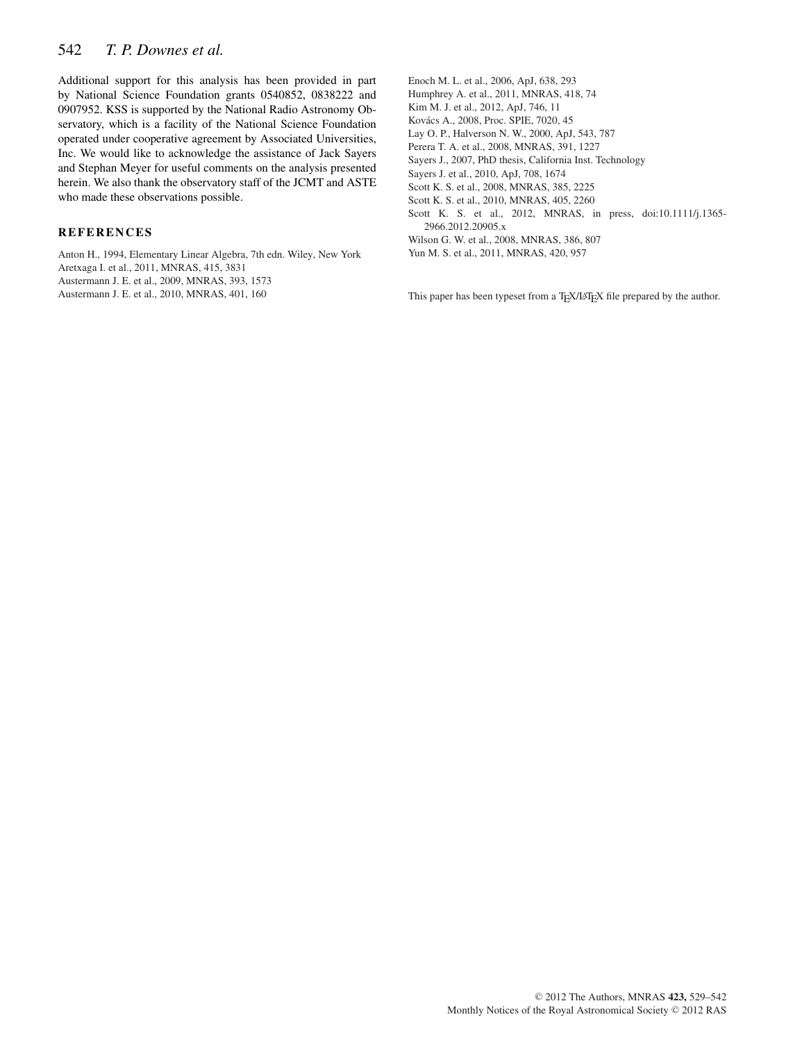Additional support for this analysis has been provided in part by National Science Foundation grants 0540852, 0838222 and 0907952. KSS is supported by the National Radio Astronomy Observatory, which is a facility of the National Science Foundation operated under cooperative agreement by Associated Universities, Inc. We would like to acknowledge the assistance of Jack Sayers and Stephan Meyer for useful comments on the analysis presented herein. We also thank the observatory staff of the JCMT and ASTE who made these observations possible.

## REFERENCES

Anton H., 1994, Elementary Linear Algebra, 7th edn. Wiley, New York
Aretxaga I. et al., 2011, MNRAS, 415, 3831
Austermann J. E. et al., 2009, MNRAS, 393, 1573
Austermann J. E. et al., 2010, MNRAS, 401, 160
Enoch M. L. et al., 2006, ApJ, 638, 293
Humphrey A. et al., 2011, MNRAS, 418, 74
Kim M. J. et al., 2012, ApJ, 746, 11
Kovács A., 2008, Proc. SPIE, 7020, 45
Lay O. P., Halverson N. W., 2000, ApJ, 543, 787
Perera T. A. et al., 2008, MNRAS, 391, 1227
Sayers J., 2007, PhD thesis, California Inst. Technology
Sayers J. et al., 2010, ApJ, 708, 1674
Scott K. S. et al., 2008, MNRAS, 385, 2225
Scott K. S. et al., 2010, MNRAS, 405, 2260
Scott K. S. et al., 2012, MNRAS, in press, doi:10.1111/j.1365-2966.2012.20905.x
Wilson G. W. et al., 2008, MNRAS, 386, 807
Yun M. S. et al., 2011, MNRAS, 420, 957

This paper has been typeset from a TEX/LATEX file prepared by the author.